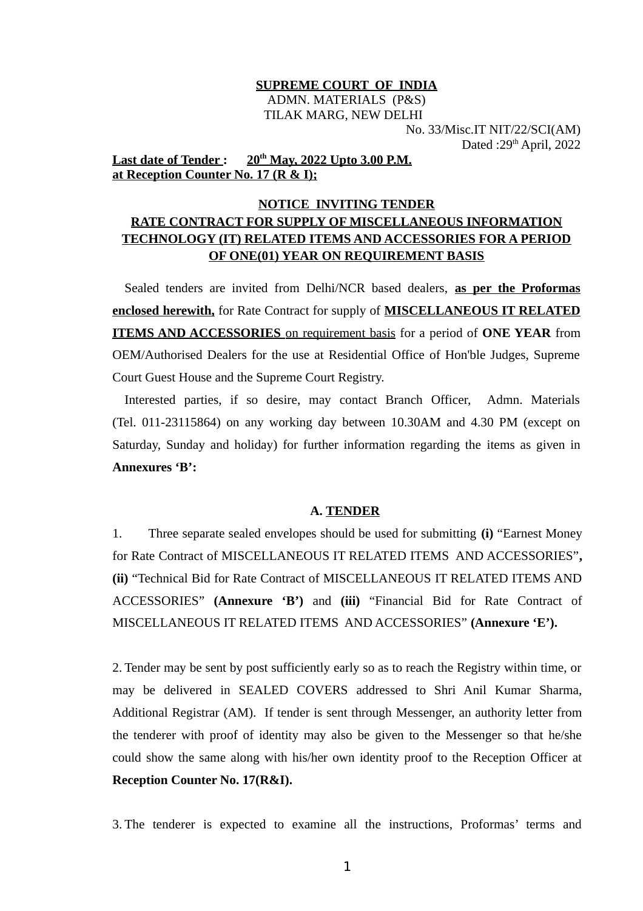**SUPREME COURT OF INDIA**
ADMN. MATERIALS (P&S)
TILAK MARG, NEW DELHI

No. 33/Misc.IT NIT/22/SCI(AM)
Dated :29th April, 2022

**Last date of Tender : 20th May, 2022 Upto 3.00 P.M. at Reception Counter No. 17 (R & I);**

## NOTICE INVITING TENDER

## RATE CONTRACT FOR SUPPLY OF MISCELLANEOUS INFORMATION TECHNOLOGY (IT) RELATED ITEMS AND ACCESSORIES FOR A PERIOD OF ONE(01) YEAR ON REQUIREMENT BASIS

Sealed tenders are invited from Delhi/NCR based dealers, **as per the Proformas enclosed herewith,** for Rate Contract for supply of **MISCELLANEOUS IT RELATED ITEMS AND ACCESSORIES** on requirement basis for a period of **ONE YEAR** from OEM/Authorised Dealers for the use at Residential Office of Hon'ble Judges, Supreme Court Guest House and the Supreme Court Registry.

Interested parties, if so desire, may contact Branch Officer, Admn. Materials (Tel. 011-23115864) on any working day between 10.30AM and 4.30 PM (except on Saturday, Sunday and holiday) for further information regarding the items as given in **Annexures 'B':**

### A. TENDER

1. Three separate sealed envelopes should be used for submitting **(i)** "Earnest Money for Rate Contract of MISCELLANEOUS IT RELATED ITEMS AND ACCESSORIES"**, (ii)** "Technical Bid for Rate Contract of MISCELLANEOUS IT RELATED ITEMS AND ACCESSORIES" **(Annexure 'B')** and **(iii)** "Financial Bid for Rate Contract of MISCELLANEOUS IT RELATED ITEMS AND ACCESSORIES" **(Annexure 'E').**

2. Tender may be sent by post sufficiently early so as to reach the Registry within time, or may be delivered in SEALED COVERS addressed to Shri Anil Kumar Sharma, Additional Registrar (AM). If tender is sent through Messenger, an authority letter from the tenderer with proof of identity may also be given to the Messenger so that he/she could show the same along with his/her own identity proof to the Reception Officer at **Reception Counter No. 17(R&I).**

3. The tenderer is expected to examine all the instructions, Proformas' terms and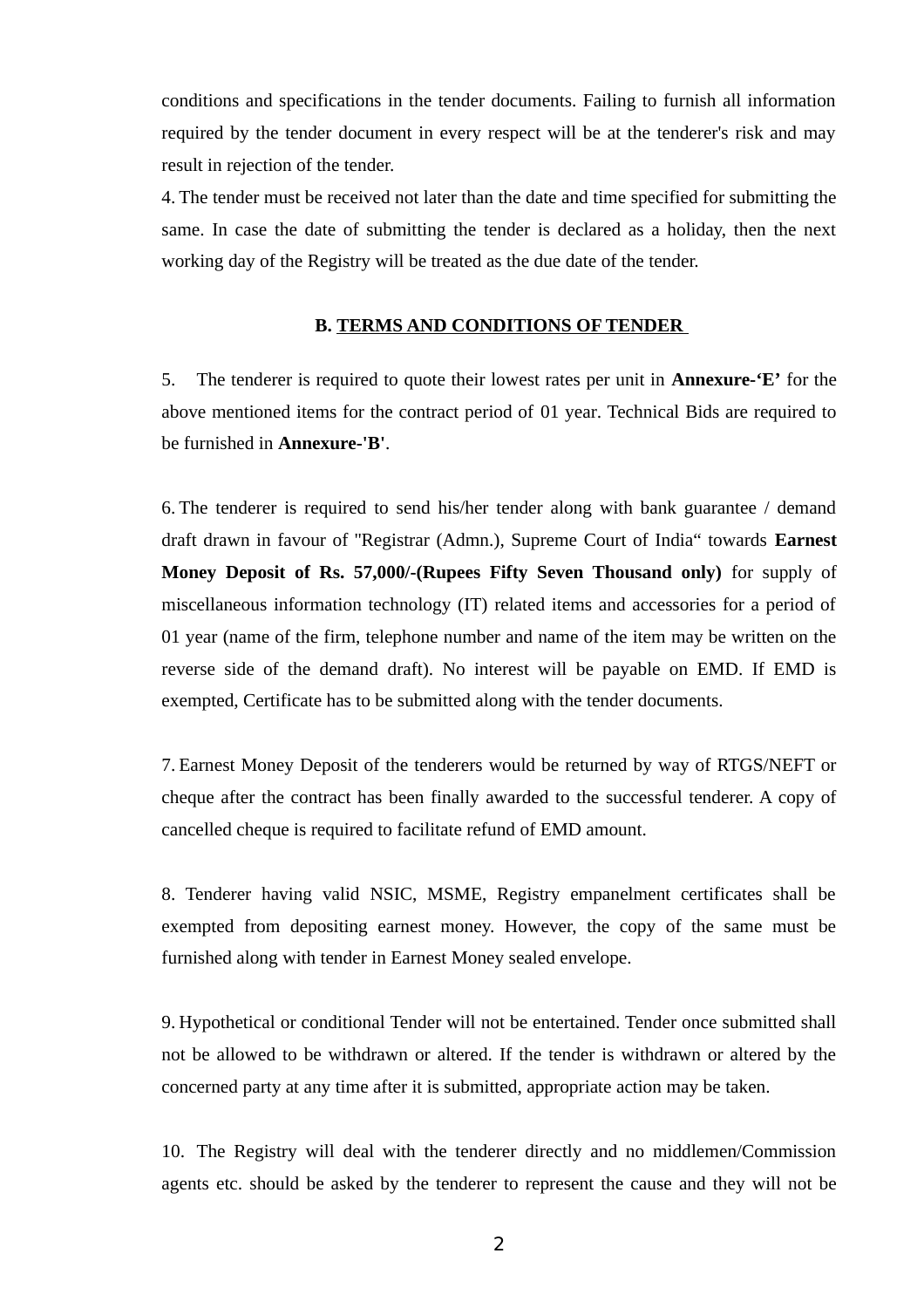conditions and specifications in the tender documents. Failing to furnish all information required by the tender document in every respect will be at the tenderer's risk and may result in rejection of the tender.

4. The tender must be received not later than the date and time specified for submitting the same. In case the date of submitting the tender is declared as a holiday, then the next working day of the Registry will be treated as the due date of the tender.

## B. TERMS AND CONDITIONS OF TENDER

5. The tenderer is required to quote their lowest rates per unit in **Annexure-'E'** for the above mentioned items for the contract period of 01 year. Technical Bids are required to be furnished in **Annexure-'B'**.

6. The tenderer is required to send his/her tender along with bank guarantee / demand draft drawn in favour of "Registrar (Admn.), Supreme Court of India" towards **Earnest Money Deposit of Rs. 57,000/-(Rupees Fifty Seven Thousand only)** for supply of miscellaneous information technology (IT) related items and accessories for a period of 01 year (name of the firm, telephone number and name of the item may be written on the reverse side of the demand draft). No interest will be payable on EMD. If EMD is exempted, Certificate has to be submitted along with the tender documents.

7. Earnest Money Deposit of the tenderers would be returned by way of RTGS/NEFT or cheque after the contract has been finally awarded to the successful tenderer. A copy of cancelled cheque is required to facilitate refund of EMD amount.

8. Tenderer having valid NSIC, MSME, Registry empanelment certificates shall be exempted from depositing earnest money. However, the copy of the same must be furnished along with tender in Earnest Money sealed envelope.

9. Hypothetical or conditional Tender will not be entertained. Tender once submitted shall not be allowed to be withdrawn or altered. If the tender is withdrawn or altered by the concerned party at any time after it is submitted, appropriate action may be taken.

10. The Registry will deal with the tenderer directly and no middlemen/Commission agents etc. should be asked by the tenderer to represent the cause and they will not be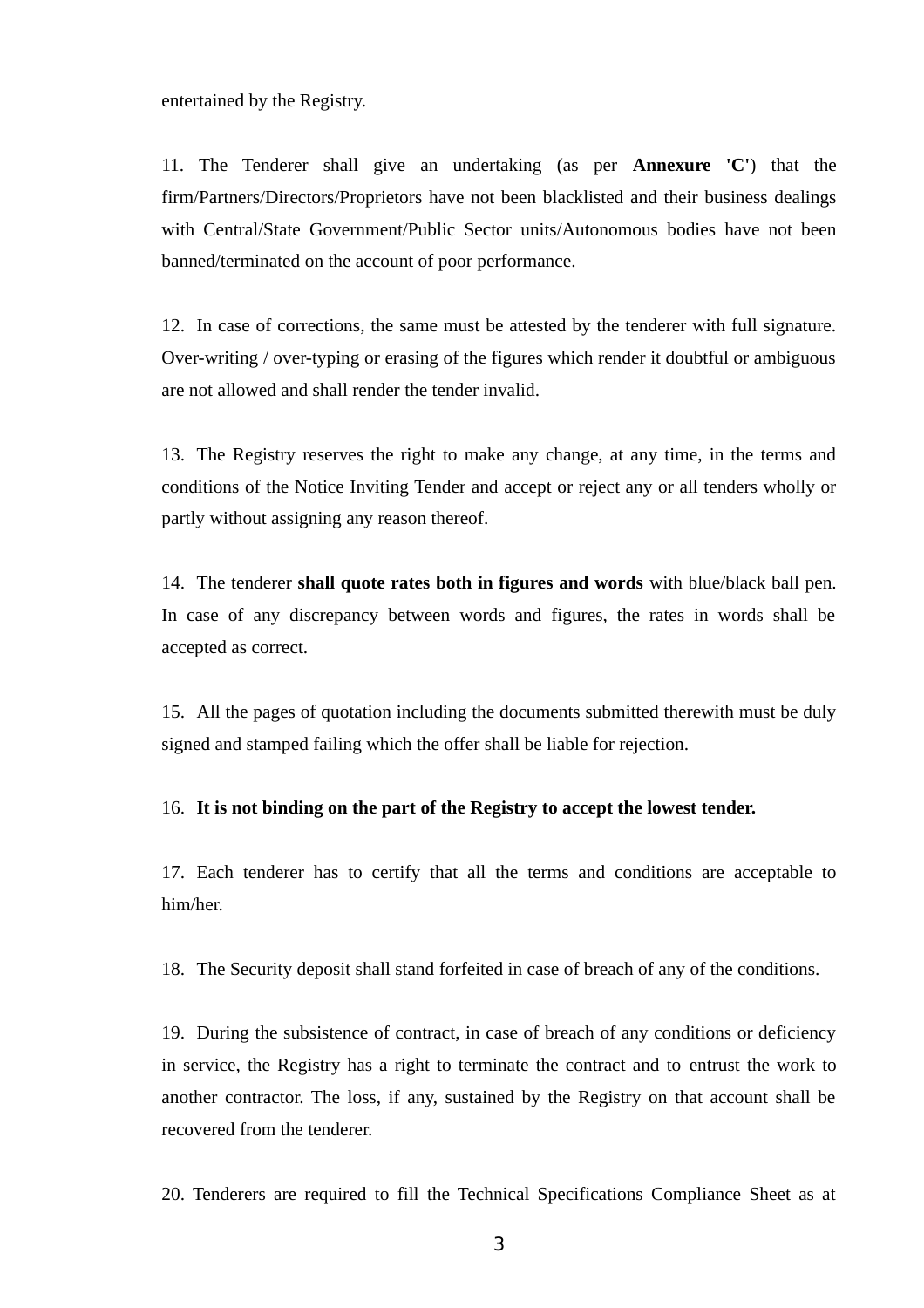entertained by the Registry.

11. The Tenderer shall give an undertaking (as per **Annexure 'C'**) that the firm/Partners/Directors/Proprietors have not been blacklisted and their business dealings with Central/State Government/Public Sector units/Autonomous bodies have not been banned/terminated on the account of poor performance.

12. In case of corrections, the same must be attested by the tenderer with full signature. Over-writing / over-typing or erasing of the figures which render it doubtful or ambiguous are not allowed and shall render the tender invalid.

13. The Registry reserves the right to make any change, at any time, in the terms and conditions of the Notice Inviting Tender and accept or reject any or all tenders wholly or partly without assigning any reason thereof.

14. The tenderer **shall quote rates both in figures and words** with blue/black ball pen. In case of any discrepancy between words and figures, the rates in words shall be accepted as correct.

15. All the pages of quotation including the documents submitted therewith must be duly signed and stamped failing which the offer shall be liable for rejection.

16. **It is not binding on the part of the Registry to accept the lowest tender.**

17. Each tenderer has to certify that all the terms and conditions are acceptable to him/her.

18. The Security deposit shall stand forfeited in case of breach of any of the conditions.

19. During the subsistence of contract, in case of breach of any conditions or deficiency in service, the Registry has a right to terminate the contract and to entrust the work to another contractor. The loss, if any, sustained by the Registry on that account shall be recovered from the tenderer.

20. Tenderers are required to fill the Technical Specifications Compliance Sheet as at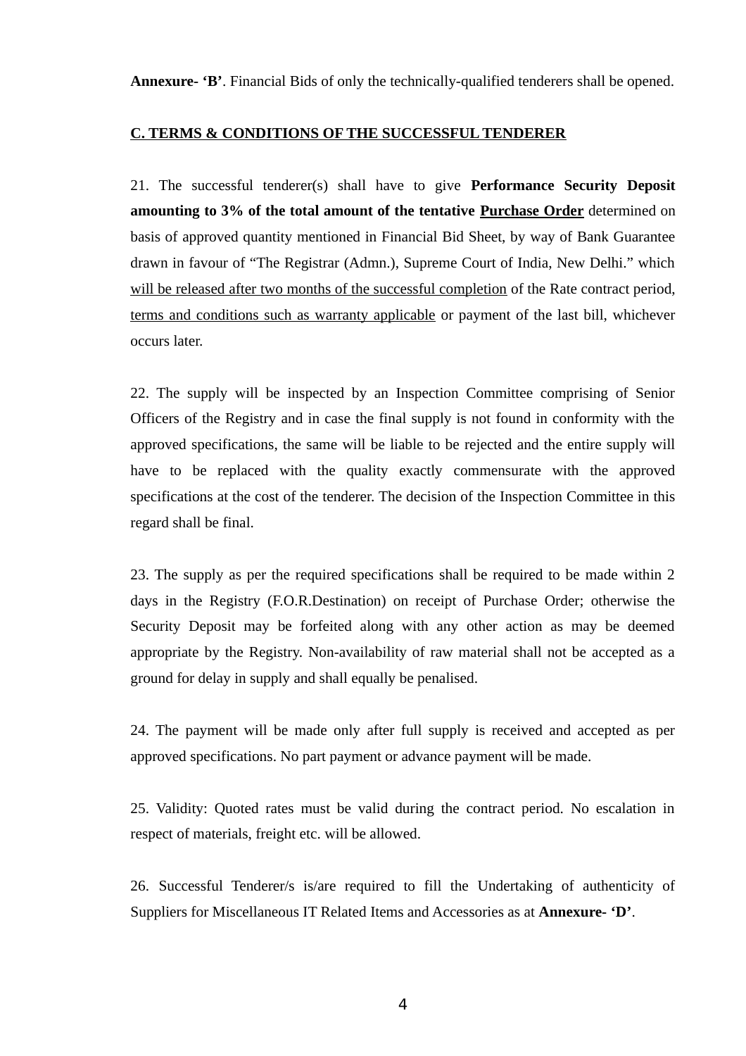**Annexure- 'B'**. Financial Bids of only the technically-qualified tenderers shall be opened.

## C. TERMS & CONDITIONS OF THE SUCCESSFUL TENDERER

21. The successful tenderer(s) shall have to give **Performance Security Deposit amounting to 3% of the total amount of the tentative Purchase Order** determined on basis of approved quantity mentioned in Financial Bid Sheet, by way of Bank Guarantee drawn in favour of "The Registrar (Admn.), Supreme Court of India, New Delhi." which will be released after two months of the successful completion of the Rate contract period, terms and conditions such as warranty applicable or payment of the last bill, whichever occurs later.

22. The supply will be inspected by an Inspection Committee comprising of Senior Officers of the Registry and in case the final supply is not found in conformity with the approved specifications, the same will be liable to be rejected and the entire supply will have to be replaced with the quality exactly commensurate with the approved specifications at the cost of the tenderer. The decision of the Inspection Committee in this regard shall be final.

23. The supply as per the required specifications shall be required to be made within 2 days in the Registry (F.O.R.Destination) on receipt of Purchase Order; otherwise the Security Deposit may be forfeited along with any other action as may be deemed appropriate by the Registry. Non-availability of raw material shall not be accepted as a ground for delay in supply and shall equally be penalised.

24. The payment will be made only after full supply is received and accepted as per approved specifications. No part payment or advance payment will be made.

25. Validity: Quoted rates must be valid during the contract period. No escalation in respect of materials, freight etc. will be allowed.

26. Successful Tenderer/s is/are required to fill the Undertaking of authenticity of Suppliers for Miscellaneous IT Related Items and Accessories as at **Annexure- 'D'**.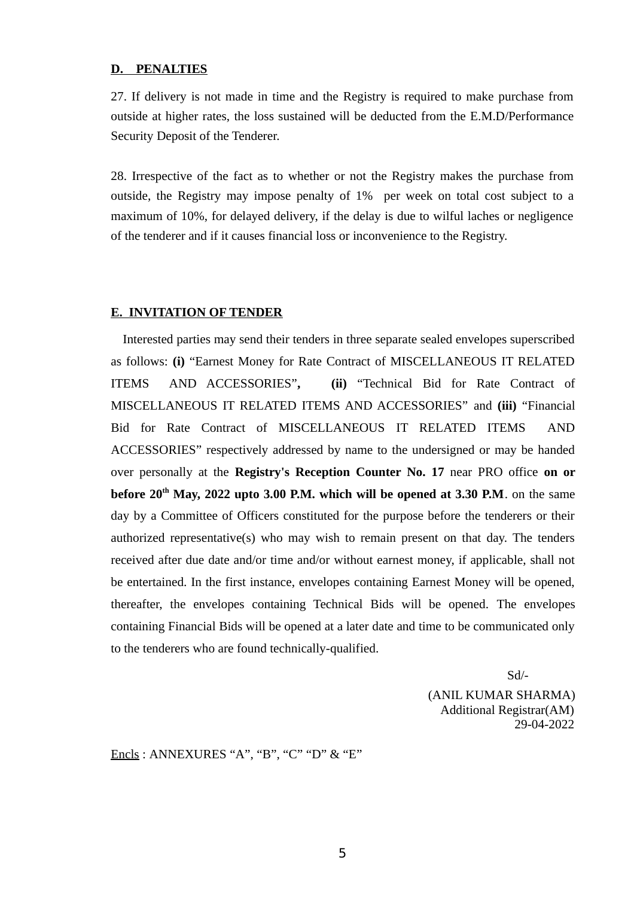## D. PENALTIES

27. If delivery is not made in time and the Registry is required to make purchase from outside at higher rates, the loss sustained will be deducted from the E.M.D/Performance Security Deposit of the Tenderer.

28. Irrespective of the fact as to whether or not the Registry makes the purchase from outside, the Registry may impose penalty of 1% per week on total cost subject to a maximum of 10%, for delayed delivery, if the delay is due to wilful laches or negligence of the tenderer and if it causes financial loss or inconvenience to the Registry.

## E. INVITATION OF TENDER

Interested parties may send their tenders in three separate sealed envelopes superscribed as follows: **(i)** "Earnest Money for Rate Contract of MISCELLANEOUS IT RELATED ITEMS AND ACCESSORIES"**,** **(ii)** "Technical Bid for Rate Contract of MISCELLANEOUS IT RELATED ITEMS AND ACCESSORIES" and **(iii)** "Financial Bid for Rate Contract of MISCELLANEOUS IT RELATED ITEMS AND ACCESSORIES" respectively addressed by name to the undersigned or may be handed over personally at the **Registry's Reception Counter No. 17** near PRO office **on or before 20th May, 2022 upto 3.00 P.M. which will be opened at 3.30 P.M**. on the same day by a Committee of Officers constituted for the purpose before the tenderers or their authorized representative(s) who may wish to remain present on that day. The tenders received after due date and/or time and/or without earnest money, if applicable, shall not be entertained. In the first instance, envelopes containing Earnest Money will be opened, thereafter, the envelopes containing Technical Bids will be opened. The envelopes containing Financial Bids will be opened at a later date and time to be communicated only to the tenderers who are found technically-qualified.

Sd/-

(ANIL KUMAR SHARMA)
Additional Registrar(AM)
29-04-2022

Encls : ANNEXURES "A", "B", "C" "D" & "E"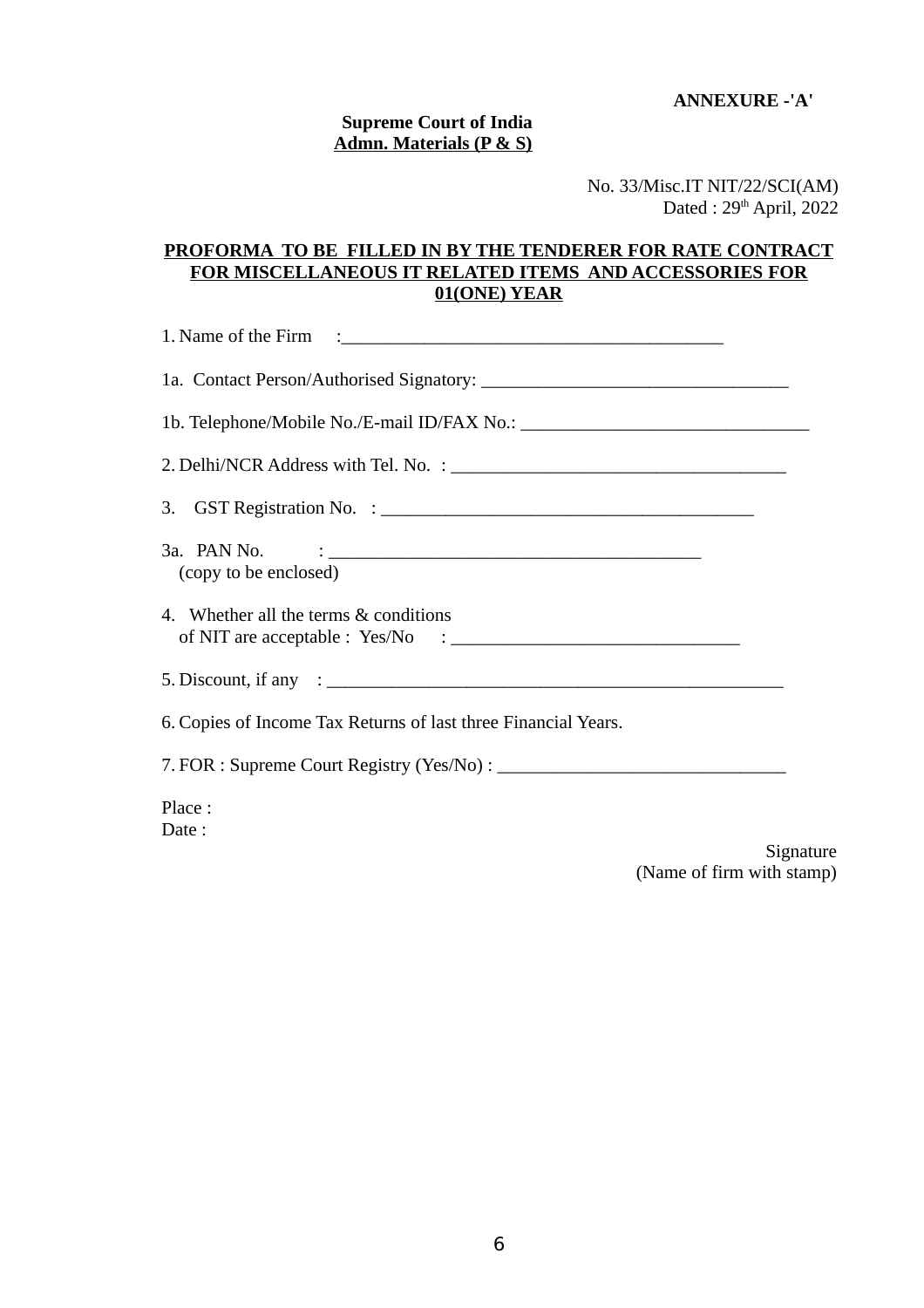**ANNEXURE -'A'**

**Supreme Court of India**
**Admn. Materials (P & S)**

No. 33/Misc.IT NIT/22/SCI(AM)
Dated : 29th April, 2022

**PROFORMA TO BE FILLED IN BY THE TENDERER FOR RATE CONTRACT FOR MISCELLANEOUS IT RELATED ITEMS AND ACCESSORIES FOR 01(ONE) YEAR**

1. Name of the Firm :__________________________________________

1a. Contact Person/Authorised Signatory: _________________________________

1b. Telephone/Mobile No./E-mail ID/FAX No.: _______________________________

2. Delhi/NCR Address with Tel. No. : ____________________________________

3. GST Registration No. : _________________________________________

3a. PAN No. : _________________________________________
(copy to be enclosed)

4. Whether all the terms & conditions of NIT are acceptable : Yes/No : _______________________________

5. Discount, if any : ___________________________________________________

6. Copies of Income Tax Returns of last three Financial Years.

7. FOR : Supreme Court Registry (Yes/No) : _______________________________

Place :
Date :

Signature
(Name of firm with stamp)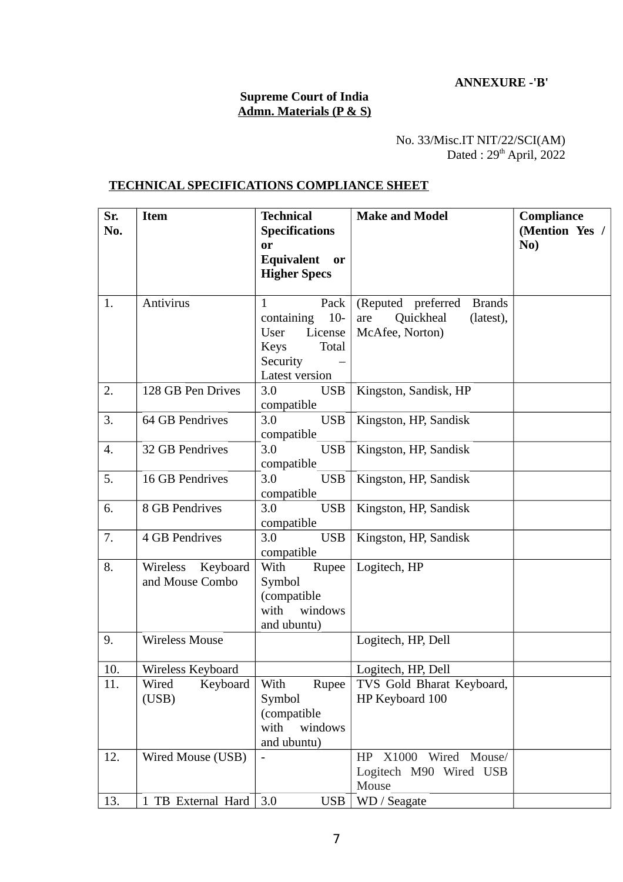**ANNEXURE -'B'**

**Supreme Court of India**
**Admn. Materials (P & S)**

No. 33/Misc.IT NIT/22/SCI(AM)
Dated : 29th April, 2022

**TECHNICAL SPECIFICATIONS COMPLIANCE SHEET**

| Sr. No. | Item | Technical Specifications or Equivalent or Higher Specs | Make and Model | Compliance (Mention Yes / No) |
|---|---|---|---|---|
| 1. | Antivirus | 1 Pack containing 10-User License Keys Total Security – Latest version | (Reputed preferred Brands are Quickheal (latest), McAfee, Norton) | |
| 2. | 128 GB Pen Drives | 3.0 USB compatible | Kingston, Sandisk, HP | |
| 3. | 64 GB Pendrives | 3.0 USB compatible | Kingston, HP, Sandisk | |
| 4. | 32 GB Pendrives | 3.0 USB compatible | Kingston, HP, Sandisk | |
| 5. | 16 GB Pendrives | 3.0 USB compatible | Kingston, HP, Sandisk | |
| 6. | 8 GB Pendrives | 3.0 USB compatible | Kingston, HP, Sandisk | |
| 7. | 4 GB Pendrives | 3.0 USB compatible | Kingston, HP, Sandisk | |
| 8. | Wireless Keyboard and Mouse Combo | With Rupee Symbol (compatible with windows and ubuntu) | Logitech, HP | |
| 9. | Wireless Mouse | | Logitech, HP, Dell | |
| 10. | Wireless Keyboard | | Logitech, HP, Dell | |
| 11. | Wired Keyboard (USB) | With Rupee Symbol (compatible with windows and ubuntu) | TVS Gold Bharat Keyboard, HP Keyboard 100 | |
| 12. | Wired Mouse (USB) | - | HP X1000 Wired Mouse/ Logitech M90 Wired USB Mouse | |
| 13. | 1 TB External Hard | 3.0 USB | WD / Seagate | |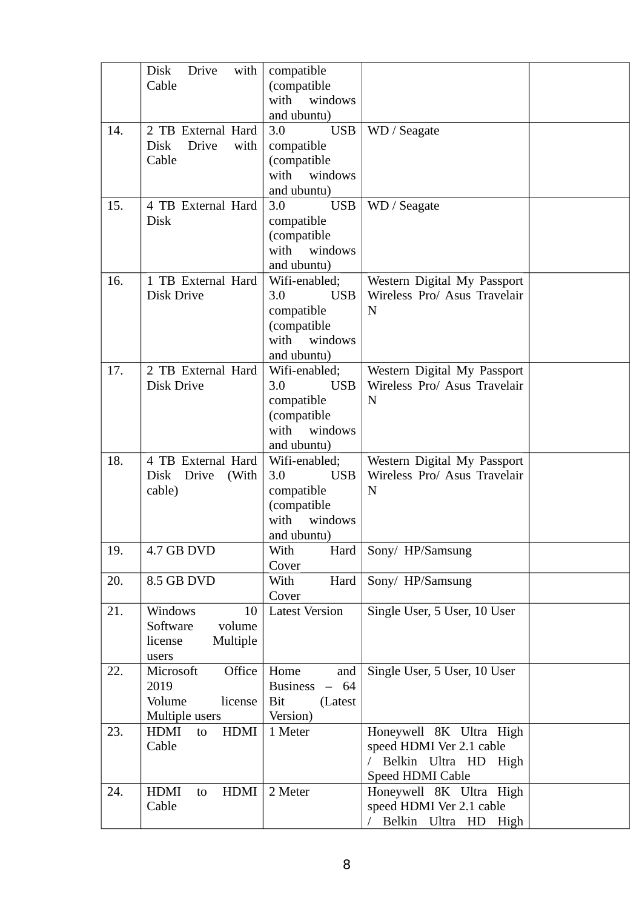| | | | | |
|---|---|---|---|---|
| | Disk Drive with Cable | compatible (compatible with windows and ubuntu) | | |
| 14. | 2 TB External Hard Disk Drive with Cable | 3.0 USB compatible (compatible with windows and ubuntu) | WD / Seagate | |
| 15. | 4 TB External Hard Disk | 3.0 USB compatible (compatible with windows and ubuntu) | WD / Seagate | |
| 16. | 1 TB External Hard Disk Drive | Wifi-enabled; 3.0 USB compatible (compatible with windows and ubuntu) | Western Digital My Passport Wireless Pro/ Asus Travelair N | |
| 17. | 2 TB External Hard Disk Drive | Wifi-enabled; 3.0 USB compatible (compatible with windows and ubuntu) | Western Digital My Passport Wireless Pro/ Asus Travelair N | |
| 18. | 4 TB External Hard Disk Drive (With cable) | Wifi-enabled; 3.0 USB compatible (compatible with windows and ubuntu) | Western Digital My Passport Wireless Pro/ Asus Travelair N | |
| 19. | 4.7 GB DVD | With Hard Cover | Sony/ HP/Samsung | |
| 20. | 8.5 GB DVD | With Hard Cover | Sony/ HP/Samsung | |
| 21. | Windows 10 Software volume license Multiple users | Latest Version | Single User, 5 User, 10 User | |
| 22. | Microsoft Office 2019<br>Volume license Multiple users | Home and Business – 64 Bit (Latest Version) | Single User, 5 User, 10 User | |
| 23. | HDMI to HDMI Cable | 1 Meter | Honeywell 8K Ultra High speed HDMI Ver 2.1 cable / Belkin Ultra HD High Speed HDMI Cable | |
| 24. | HDMI to HDMI Cable | 2 Meter | Honeywell 8K Ultra High speed HDMI Ver 2.1 cable / Belkin Ultra HD High | |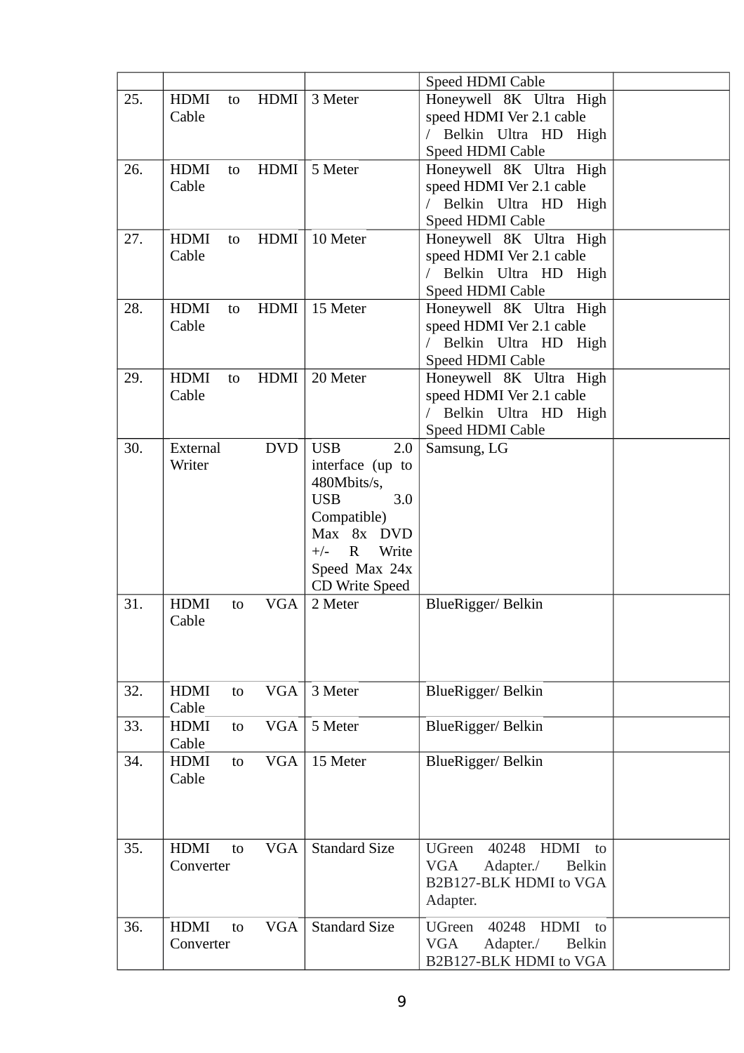| | | | | |
|---|---|---|---|---|
| | | | Speed HDMI Cable | |
| 25. | HDMI to HDMI Cable | 3 Meter | Honeywell 8K Ultra High speed HDMI Ver 2.1 cable / Belkin Ultra HD High Speed HDMI Cable | |
| 26. | HDMI to HDMI Cable | 5 Meter | Honeywell 8K Ultra High speed HDMI Ver 2.1 cable / Belkin Ultra HD High Speed HDMI Cable | |
| 27. | HDMI to HDMI Cable | 10 Meter | Honeywell 8K Ultra High speed HDMI Ver 2.1 cable / Belkin Ultra HD High Speed HDMI Cable | |
| 28. | HDMI to HDMI Cable | 15 Meter | Honeywell 8K Ultra High speed HDMI Ver 2.1 cable / Belkin Ultra HD High Speed HDMI Cable | |
| 29. | HDMI to HDMI Cable | 20 Meter | Honeywell 8K Ultra High speed HDMI Ver 2.1 cable / Belkin Ultra HD High Speed HDMI Cable | |
| 30. | External DVD Writer | USB 2.0 interface (up to 480Mbits/s, USB 3.0 Compatible) Max 8x DVD +/- R Write Speed Max 24x CD Write Speed | Samsung, LG | |
| 31. | HDMI to VGA Cable | 2 Meter | BlueRigger/ Belkin | |
| 32. | HDMI to VGA Cable | 3 Meter | BlueRigger/ Belkin | |
| 33. | HDMI to VGA Cable | 5 Meter | BlueRigger/ Belkin | |
| 34. | HDMI to VGA Cable | 15 Meter | BlueRigger/ Belkin | |
| 35. | HDMI to VGA Converter | Standard Size | UGreen 40248 HDMI to VGA Adapter./ Belkin B2B127-BLK HDMI to VGA Adapter. | |
| 36. | HDMI to VGA Converter | Standard Size | UGreen 40248 HDMI to VGA Adapter./ Belkin B2B127-BLK HDMI to VGA | |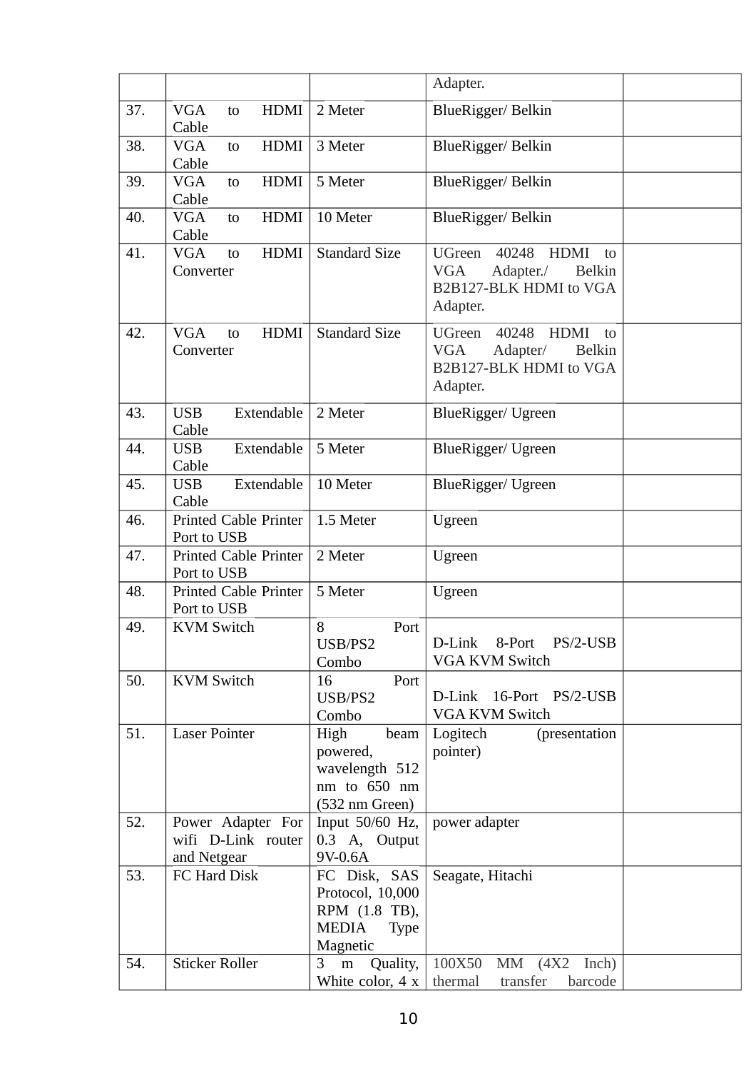| | | | | |
|---|---|---|---|---|
| | | | Adapter. | |
| 37. | VGA to HDMI Cable | 2 Meter | BlueRigger/ Belkin | |
| 38. | VGA to HDMI Cable | 3 Meter | BlueRigger/ Belkin | |
| 39. | VGA to HDMI Cable | 5 Meter | BlueRigger/ Belkin | |
| 40. | VGA to HDMI Cable | 10 Meter | BlueRigger/ Belkin | |
| 41. | VGA to HDMI Converter | Standard Size | UGreen 40248 HDMI to VGA Adapter./ Belkin B2B127-BLK HDMI to VGA Adapter. | |
| 42. | VGA to HDMI Converter | Standard Size | UGreen 40248 HDMI to VGA Adapter/ Belkin B2B127-BLK HDMI to VGA Adapter. | |
| 43. | USB Extendable Cable | 2 Meter | BlueRigger/ Ugreen | |
| 44. | USB Extendable Cable | 5 Meter | BlueRigger/ Ugreen | |
| 45. | USB Extendable Cable | 10 Meter | BlueRigger/ Ugreen | |
| 46. | Printed Cable Printer Port to USB | 1.5 Meter | Ugreen | |
| 47. | Printed Cable Printer Port to USB | 2 Meter | Ugreen | |
| 48. | Printed Cable Printer Port to USB | 5 Meter | Ugreen | |
| 49. | KVM Switch | 8 Port USB/PS2 Combo | D-Link 8-Port PS/2-USB VGA KVM Switch | |
| 50. | KVM Switch | 16 Port USB/PS2 Combo | D-Link 16-Port PS/2-USB VGA KVM Switch | |
| 51. | Laser Pointer | High beam powered, wavelength 512 nm to 650 nm (532 nm Green) | Logitech (presentation pointer) | |
| 52. | Power Adapter For wifi D-Link router and Netgear | Input 50/60 Hz, 0.3 A, Output 9V-0.6A | power adapter | |
| 53. | FC Hard Disk | FC Disk, SAS Protocol, 10,000 RPM (1.8 TB), MEDIA Type Magnetic | Seagate, Hitachi | |
| 54. | Sticker Roller | 3 m Quality, White color, 4 x | 100X50 MM (4X2 Inch) thermal transfer barcode | |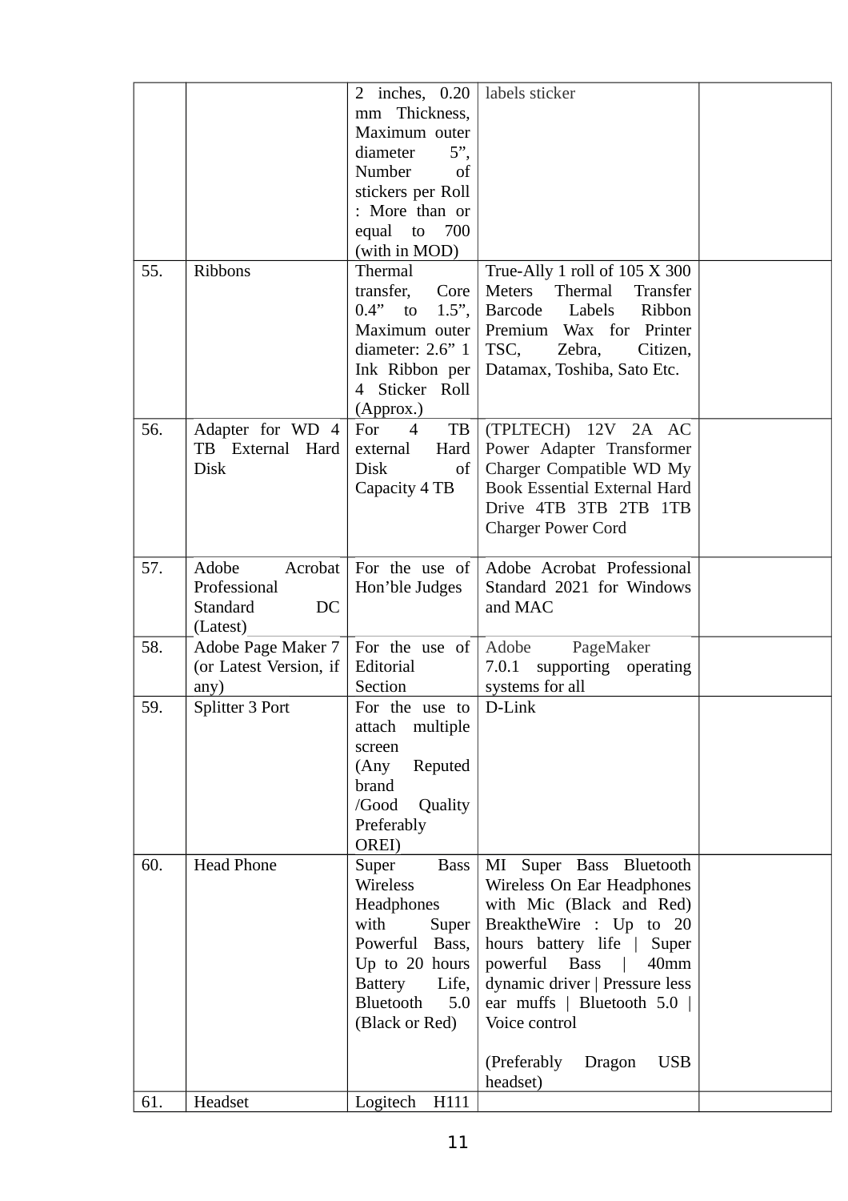| | | | | |
|---|---|---|---|---|
| | | 2 inches, 0.20 mm Thickness, Maximum outer diameter 5”, Number of stickers per Roll : More than or equal to 700 (with in MOD) | labels sticker | |
| 55. | Ribbons | Thermal transfer, Core 0.4” to 1.5”, Maximum outer diameter: 2.6” 1 Ink Ribbon per 4 Sticker Roll (Approx.) | True-Ally 1 roll of 105 X 300 Meters Thermal Transfer Barcode Labels Ribbon Premium Wax for Printer TSC, Zebra, Citizen, Datamax, Toshiba, Sato Etc. | |
| 56. | Adapter for WD 4 TB External Hard Disk | For 4 TB external Hard Disk of Capacity 4 TB | (TPLTECH) 12V 2A AC Power Adapter Transformer Charger Compatible WD My Book Essential External Hard Drive 4TB 3TB 2TB 1TB Charger Power Cord | |
| 57. | Adobe Acrobat Professional Standard DC (Latest) | For the use of Hon’ble Judges | Adobe Acrobat Professional Standard 2021 for Windows and MAC | |
| 58. | Adobe Page Maker 7 (or Latest Version, if any) | For the use of Editorial Section | Adobe PageMaker 7.0.1 supporting operating systems for all | |
| 59. | Splitter 3 Port | For the use to attach multiple screen (Any Reputed brand /Good Quality Preferably OREI) | D-Link | |
| 60. | Head Phone | Super Bass Wireless Headphones with Super Powerful Bass, Up to 20 hours Battery Life, Bluetooth 5.0 (Black or Red) | MI Super Bass Bluetooth Wireless On Ear Headphones with Mic (Black and Red) BreaktheWire : Up to 20 hours battery life \| Super powerful Bass \| 40mm dynamic driver \| Pressure less ear muffs \| Bluetooth 5.0 \| Voice control<br><br>(Preferably Dragon USB headset) | |
| 61. | Headset | Logitech H111 | | |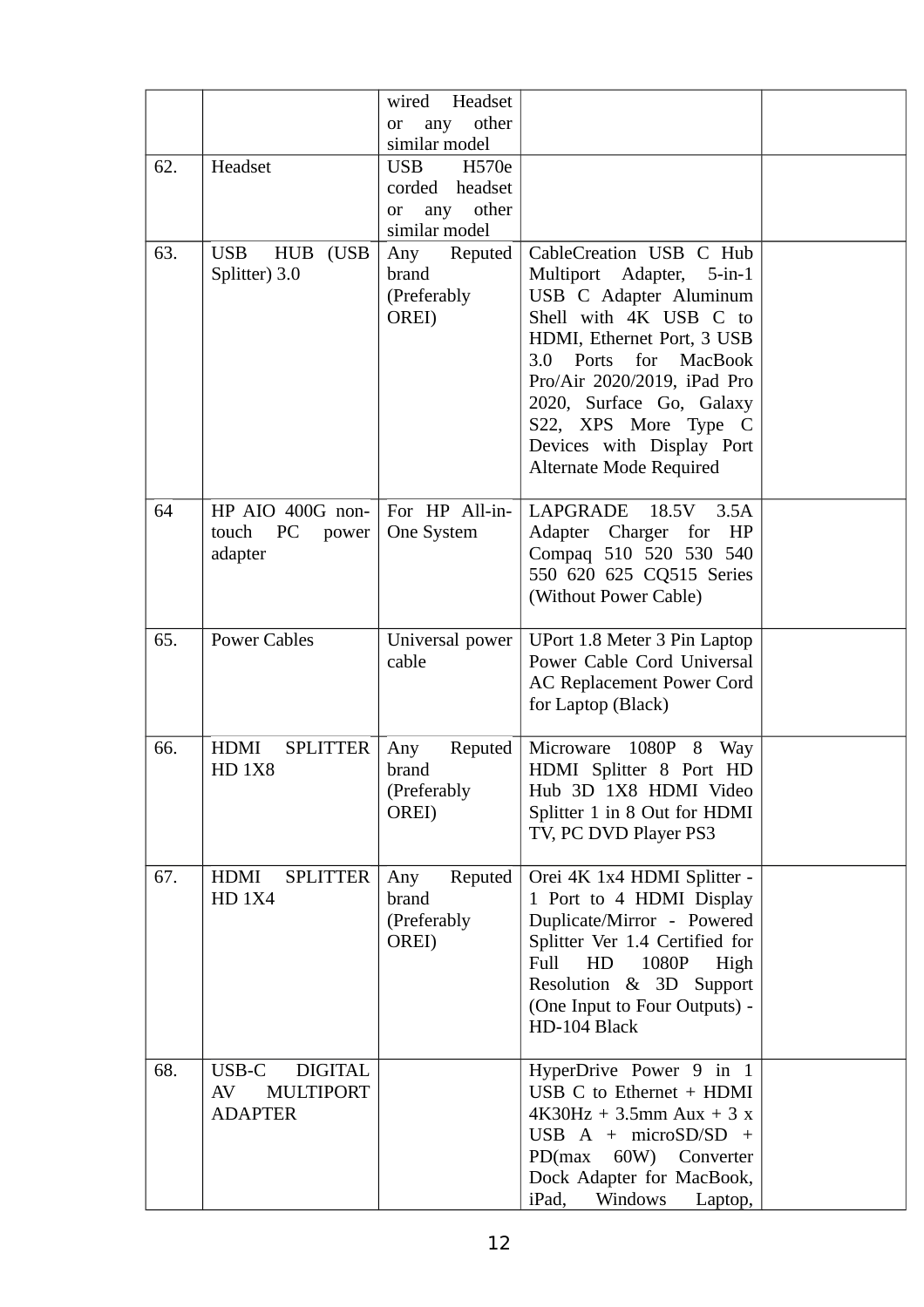| | | | | |
|---|---|---|---|---|
| | | wired Headset or any other similar model | | |
| 62. | Headset | USB H570e corded headset or any other similar model | | |
| 63. | USB HUB (USB Splitter) 3.0 | Any Reputed brand (Preferably OREI) | CableCreation USB C Hub Multiport Adapter, 5-in-1 USB C Adapter Aluminum Shell with 4K USB C to HDMI, Ethernet Port, 3 USB 3.0 Ports for MacBook Pro/Air 2020/2019, iPad Pro 2020, Surface Go, Galaxy S22, XPS More Type C Devices with Display Port Alternate Mode Required | |
| 64 | HP AIO 400G non-touch PC power adapter | For HP All-in-One System | LAPGRADE 18.5V 3.5A Adapter Charger for HP Compaq 510 520 530 540 550 620 625 CQ515 Series (Without Power Cable) | |
| 65. | Power Cables | Universal power cable | UPort 1.8 Meter 3 Pin Laptop Power Cable Cord Universal AC Replacement Power Cord for Laptop (Black) | |
| 66. | HDMI SPLITTER HD 1X8 | Any Reputed brand (Preferably OREI) | Microware 1080P 8 Way HDMI Splitter 8 Port HD Hub 3D 1X8 HDMI Video Splitter 1 in 8 Out for HDMI TV, PC DVD Player PS3 | |
| 67. | HDMI SPLITTER HD 1X4 | Any Reputed brand (Preferably OREI) | Orei 4K 1x4 HDMI Splitter - 1 Port to 4 HDMI Display Duplicate/Mirror - Powered Splitter Ver 1.4 Certified for Full HD 1080P High Resolution & 3D Support (One Input to Four Outputs) - HD-104 Black | |
| 68. | USB-C DIGITAL AV MULTIPORT ADAPTER | | HyperDrive Power 9 in 1 USB C to Ethernet + HDMI 4K30Hz + 3.5mm Aux + 3 x USB A + microSD/SD + PD(max 60W) Converter Dock Adapter for MacBook, iPad, Windows Laptop, | |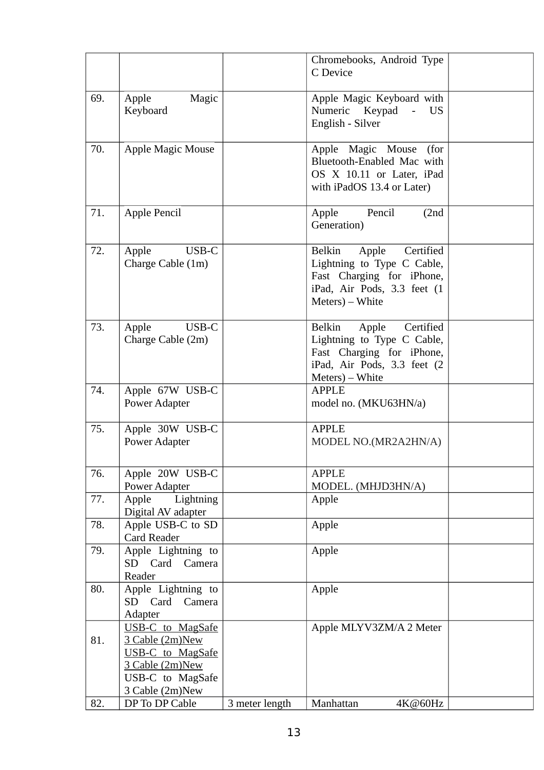| | | | | |
|---|---|---|---|---|
| | | | Chromebooks, Android Type C Device | |
| 69. | Apple Magic Keyboard | | Apple Magic Keyboard with Numeric Keypad - US English - Silver | |
| 70. | Apple Magic Mouse | | Apple Magic Mouse (for Bluetooth-Enabled Mac with OS X 10.11 or Later, iPad with iPadOS 13.4 or Later) | |
| 71. | Apple Pencil | | Apple Pencil (2nd Generation) | |
| 72. | Apple USB-C Charge Cable (1m) | | Belkin Apple Certified Lightning to Type C Cable, Fast Charging for iPhone, iPad, Air Pods, 3.3 feet (1 Meters) – White | |
| 73. | Apple USB-C Charge Cable (2m) | | Belkin Apple Certified Lightning to Type C Cable, Fast Charging for iPhone, iPad, Air Pods, 3.3 feet (2 Meters) – White | |
| 74. | Apple 67W USB-C Power Adapter | | APPLE model no. (MKU63HN/a) | |
| 75. | Apple 30W USB-C Power Adapter | | APPLE MODEL NO.(MR2A2HN/A) | |
| 76. | Apple 20W USB-C Power Adapter | | APPLE MODEL. (MHJD3HN/A) | |
| 77. | Apple Lightning Digital AV adapter | | Apple | |
| 78. | Apple USB-C to SD Card Reader | | Apple | |
| 79. | Apple Lightning to SD Card Camera Reader | | Apple | |
| 80. | Apple Lightning to SD Card Camera Adapter | | Apple | |
| 81. | USB-C to MagSafe 3 Cable (2m)New USB-C to MagSafe 3 Cable (2m)New USB-C to MagSafe 3 Cable (2m)New | | Apple MLYV3ZM/A 2 Meter | |
| 82. | DP To DP Cable | 3 meter length | Manhattan 4K@60Hz | |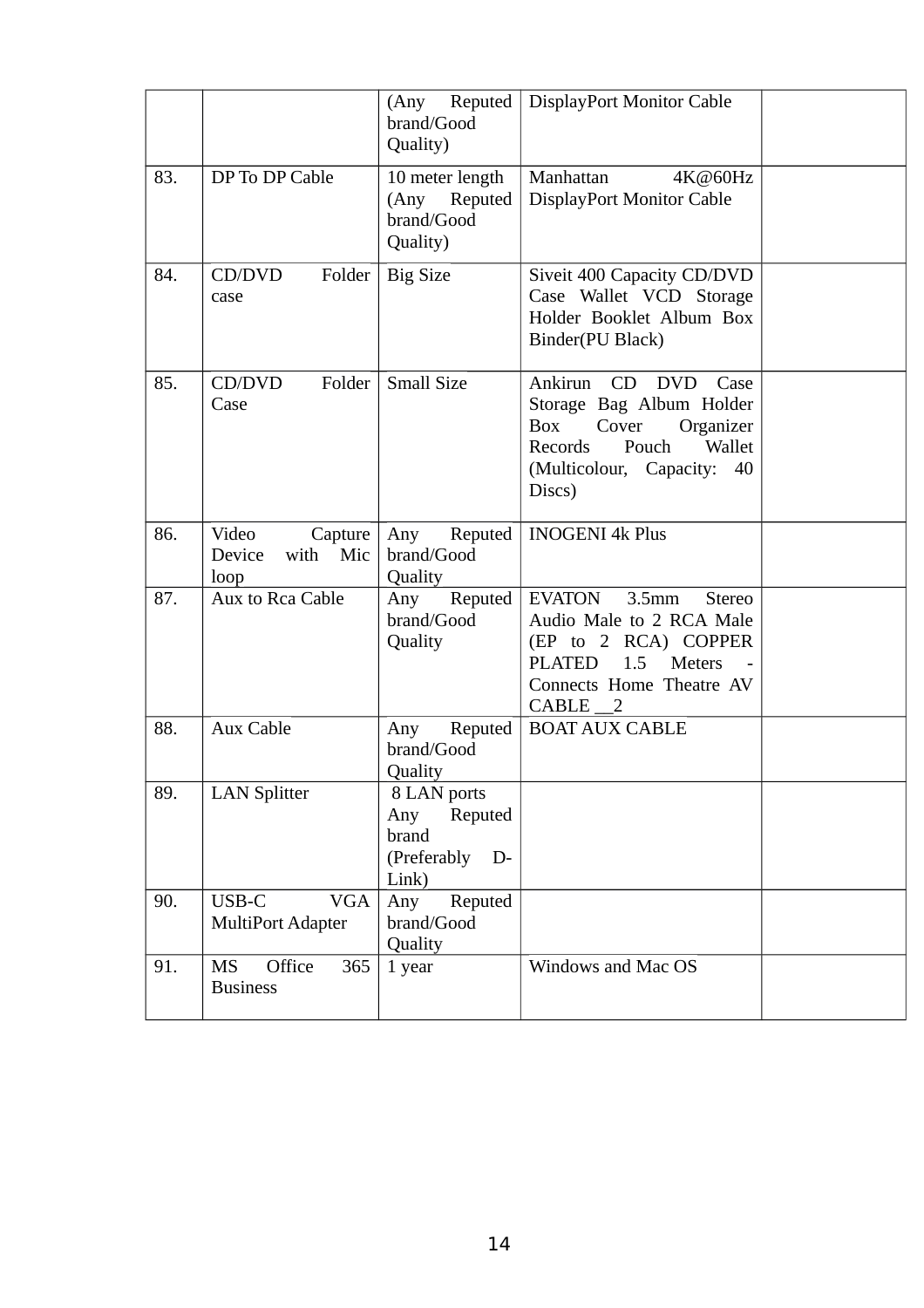| | | | | |
|---|---|---|---|---|
| | | (Any Reputed brand/Good Quality) | DisplayPort Monitor Cable | |
| 83. | DP To DP Cable | 10 meter length (Any Reputed brand/Good Quality) | Manhattan 4K@60Hz DisplayPort Monitor Cable | |
| 84. | CD/DVD Folder case | Big Size | Siveit 400 Capacity CD/DVD Case Wallet VCD Storage Holder Booklet Album Box Binder(PU Black) | |
| 85. | CD/DVD Folder Case | Small Size | Ankirun CD DVD Case Storage Bag Album Holder Box Cover Organizer Records Pouch Wallet (Multicolour, Capacity: 40 Discs) | |
| 86. | Video Capture Device with Mic loop | Any Reputed brand/Good Quality | INOGENI 4k Plus | |
| 87. | Aux to Rca Cable | Any Reputed brand/Good Quality | EVATON 3.5mm Stereo Audio Male to 2 RCA Male (EP to 2 RCA) COPPER PLATED 1.5 Meters - Connects Home Theatre AV CABLE __2 | |
| 88. | Aux Cable | Any Reputed brand/Good Quality | BOAT AUX CABLE | |
| 89. | LAN Splitter | 8 LAN ports Any Reputed brand (Preferably D-Link) | | |
| 90. | USB-C VGA MultiPort Adapter | Any Reputed brand/Good Quality | | |
| 91. | MS Office 365 Business | 1 year | Windows and Mac OS | |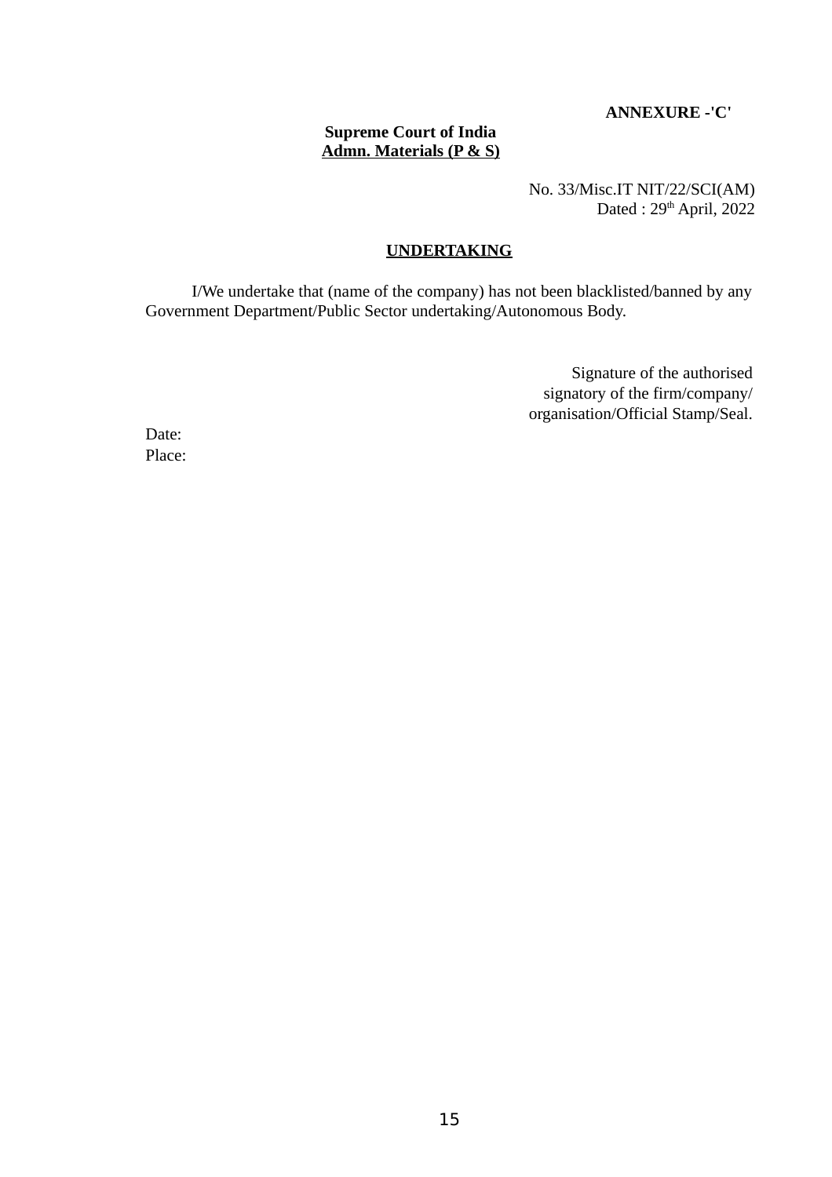**ANNEXURE -'C'**

**Supreme Court of India**
**<u>Admn. Materials (P & S)</u>**

No. 33/Misc.IT NIT/22/SCI(AM)
Dated : 29th April, 2022

## <u>UNDERTAKING</u>

I/We undertake that (name of the company) has not been blacklisted/banned by any Government Department/Public Sector undertaking/Autonomous Body.

Signature of the authorised signatory of the firm/company/ organisation/Official Stamp/Seal.

Date:
Place: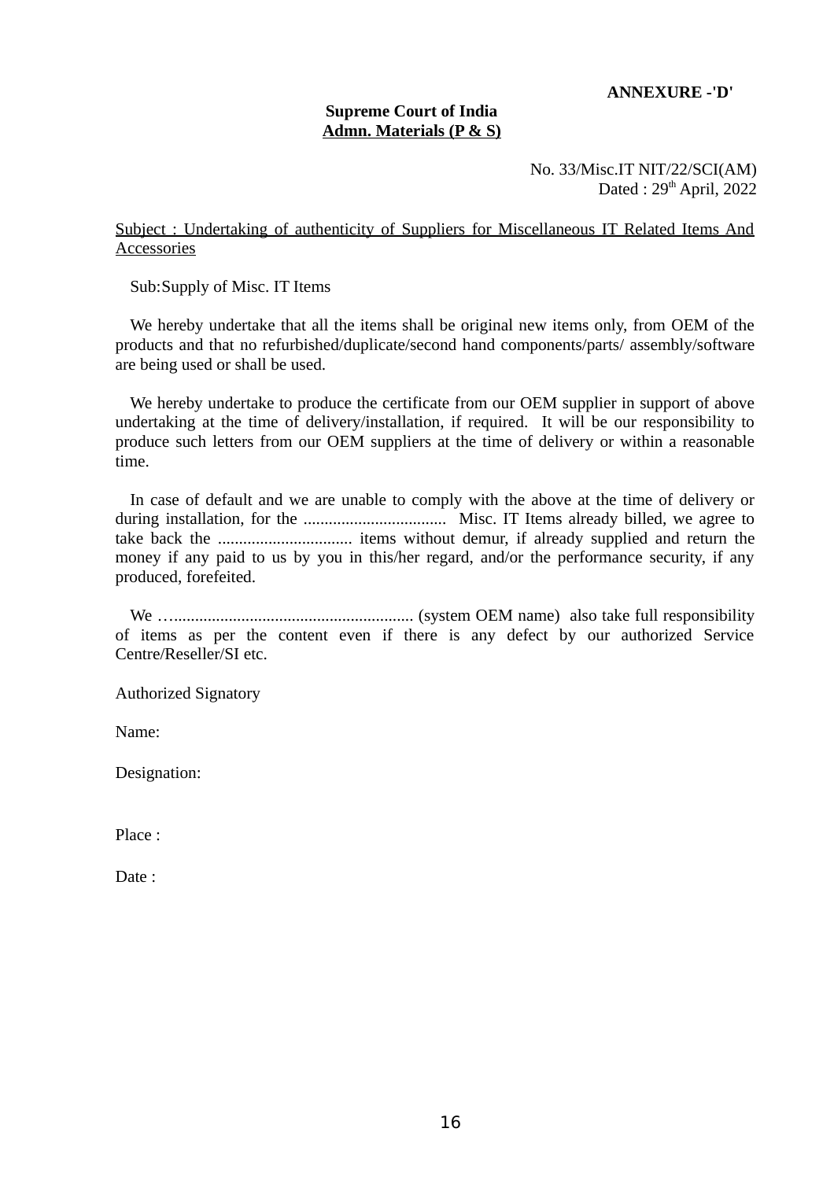**ANNEXURE -'D'**

**Supreme Court of India**
**Admn. Materials (P & S)**

No. 33/Misc.IT NIT/22/SCI(AM)
Dated : 29th April, 2022

Subject : Undertaking of authenticity of Suppliers for Miscellaneous IT Related Items And Accessories

Sub:Supply of Misc. IT Items

We hereby undertake that all the items shall be original new items only, from OEM of the products and that no refurbished/duplicate/second hand components/parts/ assembly/software are being used or shall be used.

We hereby undertake to produce the certificate from our OEM supplier in support of above undertaking at the time of delivery/installation, if required. It will be our responsibility to produce such letters from our OEM suppliers at the time of delivery or within a reasonable time.

In case of default and we are unable to comply with the above at the time of delivery or during installation, for the .................................. Misc. IT Items already billed, we agree to take back the ................................ items without demur, if already supplied and return the money if any paid to us by you in this/her regard, and/or the performance security, if any produced, forefeited.

We …......................................................... (system OEM name) also take full responsibility of items as per the content even if there is any defect by our authorized Service Centre/Reseller/SI etc.

Authorized Signatory

Name:

Designation:

Place :

Date :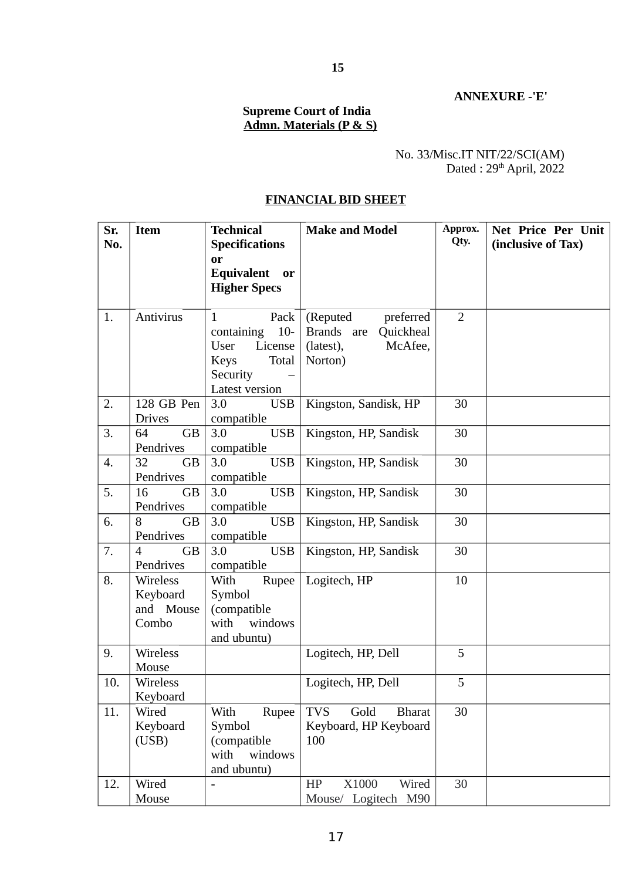**ANNEXURE -'E'**

**Supreme Court of India**
**Admn. Materials (P & S)**

No. 33/Misc.IT NIT/22/SCI(AM)
Dated : 29th April, 2022

**FINANCIAL BID SHEET**

| Sr. No. | Item | Technical Specifications or Equivalent or Higher Specs | Make and Model | Approx. Qty. | Net Price Per Unit (inclusive of Tax) |
|---|---|---|---|---|---|
| 1. | Antivirus | 1 Pack containing 10-User License Keys Total Security – Latest version | (Reputed preferred Brands are Quickheal (latest), McAfee, Norton) | 2 | |
| 2. | 128 GB Pen Drives | 3.0 USB compatible | Kingston, Sandisk, HP | 30 | |
| 3. | 64 GB Pendrives | 3.0 USB compatible | Kingston, HP, Sandisk | 30 | |
| 4. | 32 GB Pendrives | 3.0 USB compatible | Kingston, HP, Sandisk | 30 | |
| 5. | 16 GB Pendrives | 3.0 USB compatible | Kingston, HP, Sandisk | 30 | |
| 6. | 8 GB Pendrives | 3.0 USB compatible | Kingston, HP, Sandisk | 30 | |
| 7. | 4 GB Pendrives | 3.0 USB compatible | Kingston, HP, Sandisk | 30 | |
| 8. | Wireless Keyboard and Mouse Combo | With Rupee Symbol (compatible with windows and ubuntu) | Logitech, HP | 10 | |
| 9. | Wireless Mouse | | Logitech, HP, Dell | 5 | |
| 10. | Wireless Keyboard | | Logitech, HP, Dell | 5 | |
| 11. | Wired Keyboard (USB) | With Rupee Symbol (compatible with windows and ubuntu) | TVS Gold Bharat Keyboard, HP Keyboard 100 | 30 | |
| 12. | Wired Mouse | - | HP X1000 Wired Mouse/ Logitech M90 | 30 | |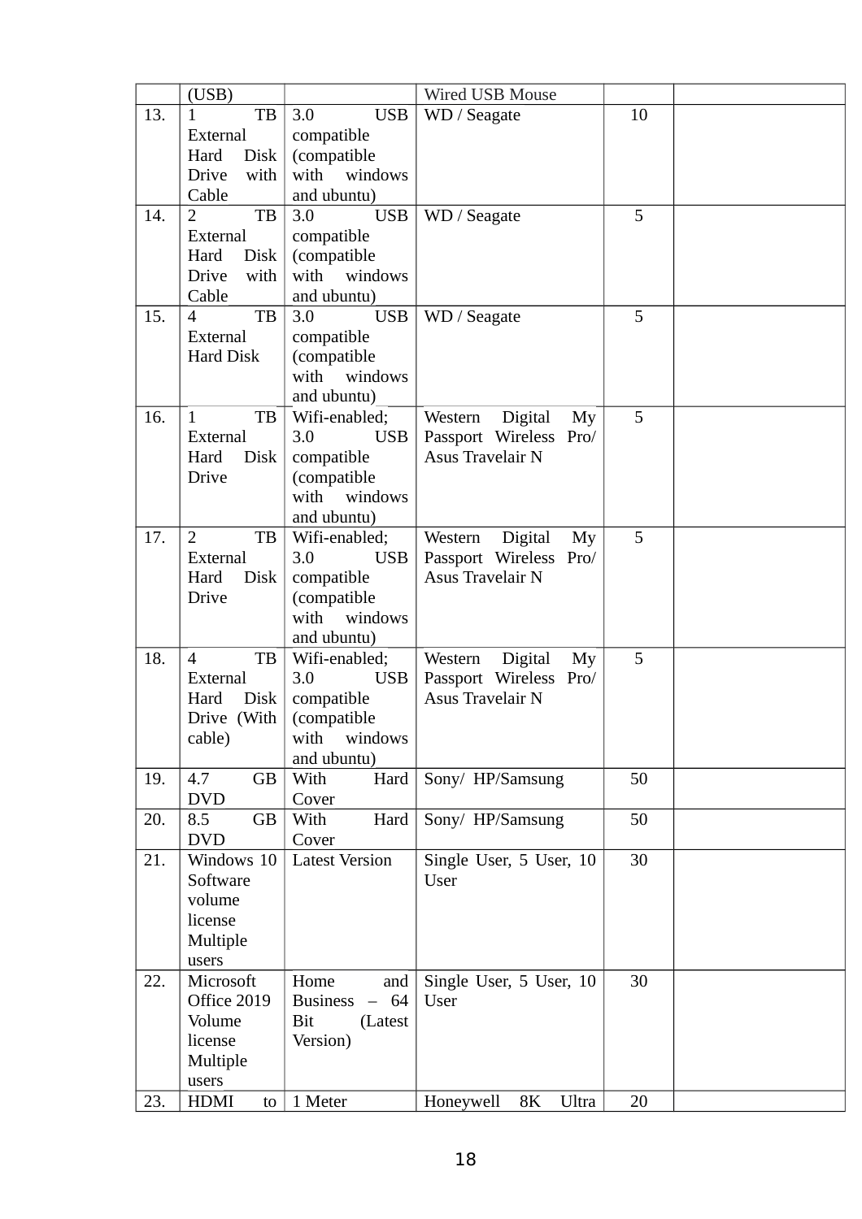| | | | | | |
|---|---|---|---|---|---|
| | (USB) | | Wired USB Mouse | | |
| 13. | 1 TB External Hard Disk Drive with Cable | 3.0 USB compatible (compatible with windows and ubuntu) | WD / Seagate | 10 | |
| 14. | 2 TB External Hard Disk Drive with Cable | 3.0 USB compatible (compatible with windows and ubuntu) | WD / Seagate | 5 | |
| 15. | 4 TB External Hard Disk | 3.0 USB compatible (compatible with windows and ubuntu) | WD / Seagate | 5 | |
| 16. | 1 TB External Hard Disk Drive | Wifi-enabled; 3.0 USB compatible (compatible with windows and ubuntu) | Western Digital My Passport Wireless Pro/ Asus Travelair N | 5 | |
| 17. | 2 TB External Hard Disk Drive | Wifi-enabled; 3.0 USB compatible (compatible with windows and ubuntu) | Western Digital My Passport Wireless Pro/ Asus Travelair N | 5 | |
| 18. | 4 TB External Hard Disk Drive (With cable) | Wifi-enabled; 3.0 USB compatible (compatible with windows and ubuntu) | Western Digital My Passport Wireless Pro/ Asus Travelair N | 5 | |
| 19. | 4.7 GB DVD | With Hard Cover | Sony/ HP/Samsung | 50 | |
| 20. | 8.5 GB DVD | With Hard Cover | Sony/ HP/Samsung | 50 | |
| 21. | Windows 10 Software volume license Multiple users | Latest Version | Single User, 5 User, 10 User | 30 | |
| 22. | Microsoft Office 2019 Volume license Multiple users | Home and Business – 64 Bit (Latest Version) | Single User, 5 User, 10 User | 30 | |
| 23. | HDMI to | 1 Meter | Honeywell 8K Ultra | 20 | |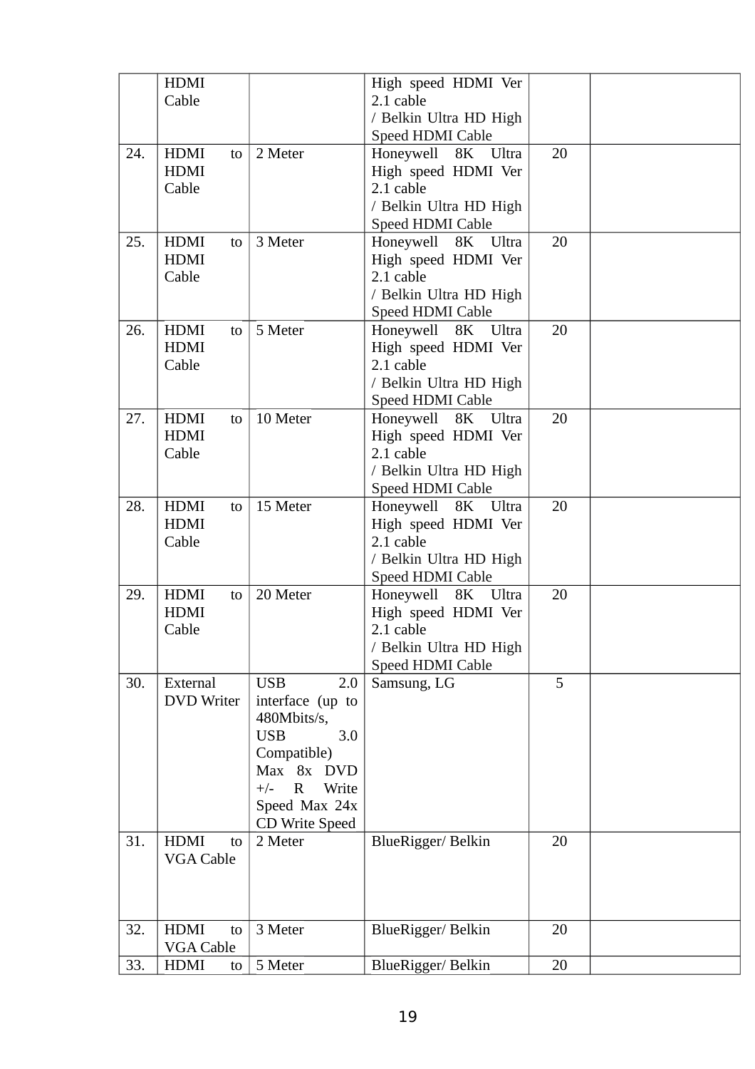| | | | | | |
|---|---|---|---|---|---|
| | HDMI Cable | | High speed HDMI Ver 2.1 cable / Belkin Ultra HD High Speed HDMI Cable | | |
| 24. | HDMI to HDMI Cable | 2 Meter | Honeywell 8K Ultra High speed HDMI Ver 2.1 cable / Belkin Ultra HD High Speed HDMI Cable | 20 | |
| 25. | HDMI to HDMI Cable | 3 Meter | Honeywell 8K Ultra High speed HDMI Ver 2.1 cable / Belkin Ultra HD High Speed HDMI Cable | 20 | |
| 26. | HDMI to HDMI Cable | 5 Meter | Honeywell 8K Ultra High speed HDMI Ver 2.1 cable / Belkin Ultra HD High Speed HDMI Cable | 20 | |
| 27. | HDMI to HDMI Cable | 10 Meter | Honeywell 8K Ultra High speed HDMI Ver 2.1 cable / Belkin Ultra HD High Speed HDMI Cable | 20 | |
| 28. | HDMI to HDMI Cable | 15 Meter | Honeywell 8K Ultra High speed HDMI Ver 2.1 cable / Belkin Ultra HD High Speed HDMI Cable | 20 | |
| 29. | HDMI to HDMI Cable | 20 Meter | Honeywell 8K Ultra High speed HDMI Ver 2.1 cable / Belkin Ultra HD High Speed HDMI Cable | 20 | |
| 30. | External DVD Writer | USB 2.0 interface (up to 480Mbits/s, USB 3.0 Compatible) Max 8x DVD +/- R Write Speed Max 24x CD Write Speed | Samsung, LG | 5 | |
| 31. | HDMI to VGA Cable | 2 Meter | BlueRigger/ Belkin | 20 | |
| 32. | HDMI to VGA Cable | 3 Meter | BlueRigger/ Belkin | 20 | |
| 33. | HDMI to | 5 Meter | BlueRigger/ Belkin | 20 | |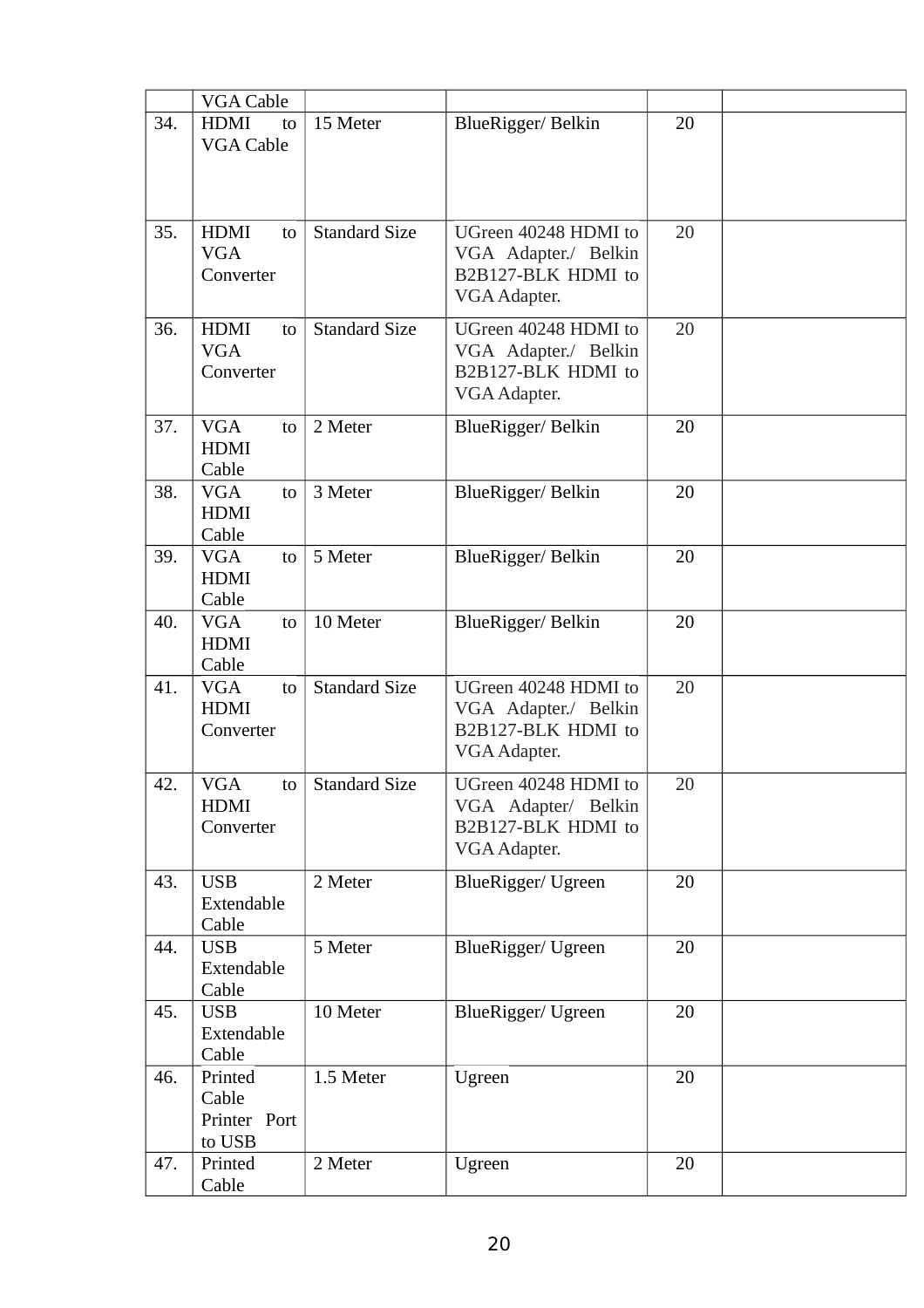| | VGA Cable | | | | |
|---|---|---|---|---|---|
| 34. | HDMI to VGA Cable | 15 Meter | BlueRigger/ Belkin | 20 | |
| 35. | HDMI to VGA Converter | Standard Size | UGreen 40248 HDMI to VGA Adapter./ Belkin B2B127-BLK HDMI to VGA Adapter. | 20 | |
| 36. | HDMI to VGA Converter | Standard Size | UGreen 40248 HDMI to VGA Adapter./ Belkin B2B127-BLK HDMI to VGA Adapter. | 20 | |
| 37. | VGA to HDMI Cable | 2 Meter | BlueRigger/ Belkin | 20 | |
| 38. | VGA to HDMI Cable | 3 Meter | BlueRigger/ Belkin | 20 | |
| 39. | VGA to HDMI Cable | 5 Meter | BlueRigger/ Belkin | 20 | |
| 40. | VGA to HDMI Cable | 10 Meter | BlueRigger/ Belkin | 20 | |
| 41. | VGA to HDMI Converter | Standard Size | UGreen 40248 HDMI to VGA Adapter./ Belkin B2B127-BLK HDMI to VGA Adapter. | 20 | |
| 42. | VGA to HDMI Converter | Standard Size | UGreen 40248 HDMI to VGA Adapter/ Belkin B2B127-BLK HDMI to VGA Adapter. | 20 | |
| 43. | USB Extendable Cable | 2 Meter | BlueRigger/ Ugreen | 20 | |
| 44. | USB Extendable Cable | 5 Meter | BlueRigger/ Ugreen | 20 | |
| 45. | USB Extendable Cable | 10 Meter | BlueRigger/ Ugreen | 20 | |
| 46. | Printed Cable Printer Port to USB | 1.5 Meter | Ugreen | 20 | |
| 47. | Printed Cable | 2 Meter | Ugreen | 20 | |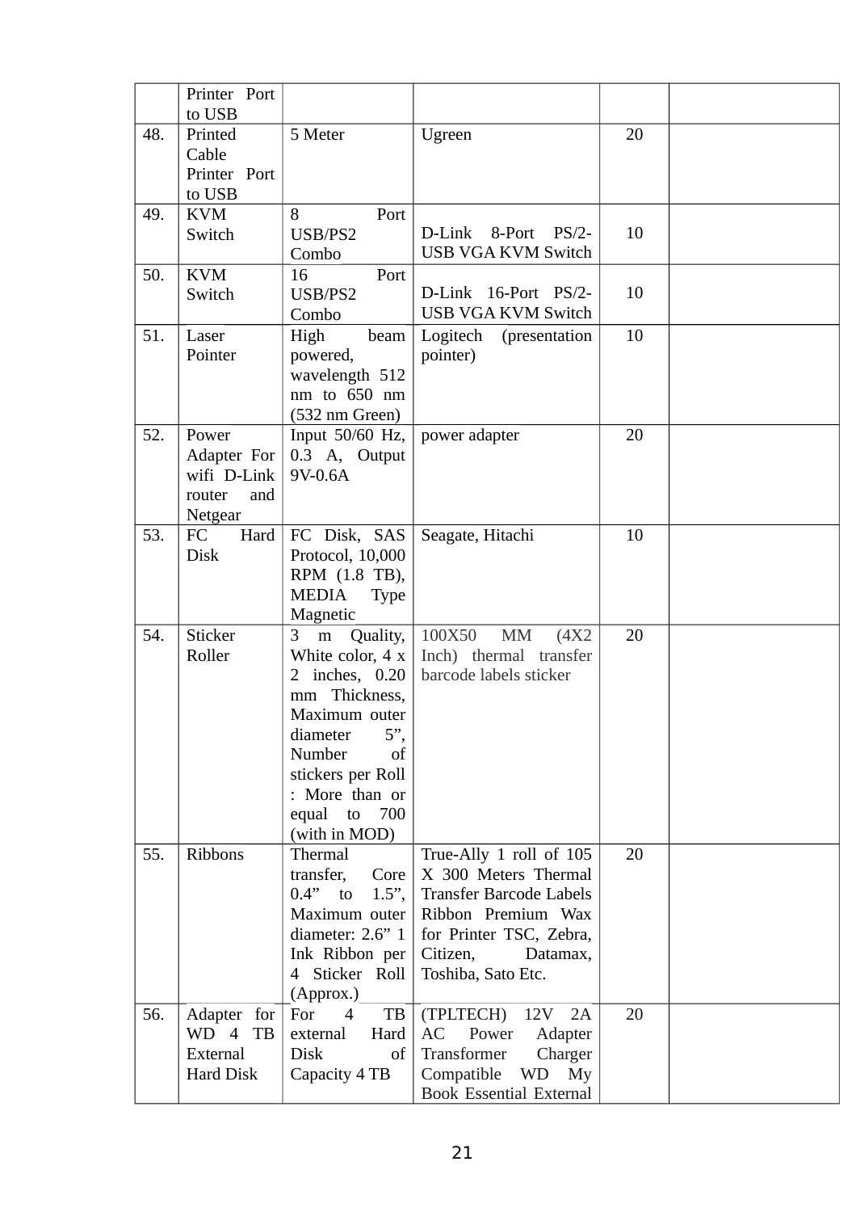| | | | | | |
|---|---|---|---|---|---|
| | Printer Port to USB | | | | |
| 48. | Printed Cable Printer Port to USB | 5 Meter | Ugreen | 20 | |
| 49. | KVM Switch | 8 Port USB/PS2 Combo | D-Link 8-Port PS/2-USB VGA KVM Switch | 10 | |
| 50. | KVM Switch | 16 Port USB/PS2 Combo | D-Link 16-Port PS/2-USB VGA KVM Switch | 10 | |
| 51. | Laser Pointer | High beam powered, wavelength 512 nm to 650 nm (532 nm Green) | Logitech (presentation pointer) | 10 | |
| 52. | Power Adapter For wifi D-Link router and Netgear | Input 50/60 Hz, 0.3 A, Output 9V-0.6A | power adapter | 20 | |
| 53. | FC Hard Disk | FC Disk, SAS Protocol, 10,000 RPM (1.8 TB), MEDIA Type Magnetic | Seagate, Hitachi | 10 | |
| 54. | Sticker Roller | 3 m Quality, White color, 4 x 2 inches, 0.20 mm Thickness, Maximum outer diameter 5”, Number of stickers per Roll : More than or equal to 700 (with in MOD) | 100X50 MM (4X2 Inch) thermal transfer barcode labels sticker | 20 | |
| 55. | Ribbons | Thermal transfer, Core 0.4” to 1.5”, Maximum outer diameter: 2.6” 1 Ink Ribbon per 4 Sticker Roll (Approx.) | True-Ally 1 roll of 105 X 300 Meters Thermal Transfer Barcode Labels Ribbon Premium Wax for Printer TSC, Zebra, Citizen, Datamax, Toshiba, Sato Etc. | 20 | |
| 56. | Adapter for WD 4 TB External Hard Disk | For 4 TB external Hard Disk of Capacity 4 TB | (TPLTECH) 12V 2A AC Power Adapter Transformer Charger Compatible WD My Book Essential External | 20 | |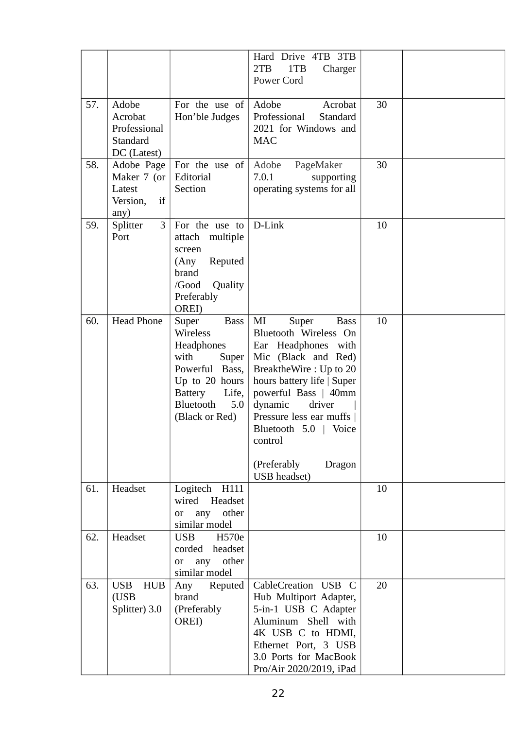| | | | | | |
|---|---|---|---|---|---|
| | | | Hard Drive 4TB 3TB 2TB 1TB Charger Power Cord | | |
| 57. | Adobe Acrobat Professional Standard DC (Latest) | For the use of Hon'ble Judges | Adobe Acrobat Professional Standard 2021 for Windows and MAC | 30 | |
| 58. | Adobe Page Maker 7 (or Latest Version, if any) | For the use of Editorial Section | Adobe PageMaker 7.0.1 supporting operating systems for all | 30 | |
| 59. | Splitter 3 Port | For the use to attach multiple screen (Any Reputed brand /Good Quality Preferably OREI) | D-Link | 10 | |
| 60. | Head Phone | Super Bass Wireless Headphones with Super Powerful Bass, Up to 20 hours Battery Life, Bluetooth 5.0 (Black or Red) | MI Super Bass Bluetooth Wireless On Ear Headphones with Mic (Black and Red) BreaktheWire : Up to 20 hours battery life \| Super powerful Bass \| 40mm dynamic driver \| Pressure less ear muffs \| Bluetooth 5.0 \| Voice control<br><br>(Preferably Dragon USB headset) | 10 | |
| 61. | Headset | Logitech H111 wired Headset or any other similar model | | 10 | |
| 62. | Headset | USB H570e corded headset or any other similar model | | 10 | |
| 63. | USB HUB (USB Splitter) 3.0 | Any Reputed brand (Preferably OREI) | CableCreation USB C Hub Multiport Adapter, 5-in-1 USB C Adapter Aluminum Shell with 4K USB C to HDMI, Ethernet Port, 3 USB 3.0 Ports for MacBook Pro/Air 2020/2019, iPad | 20 | |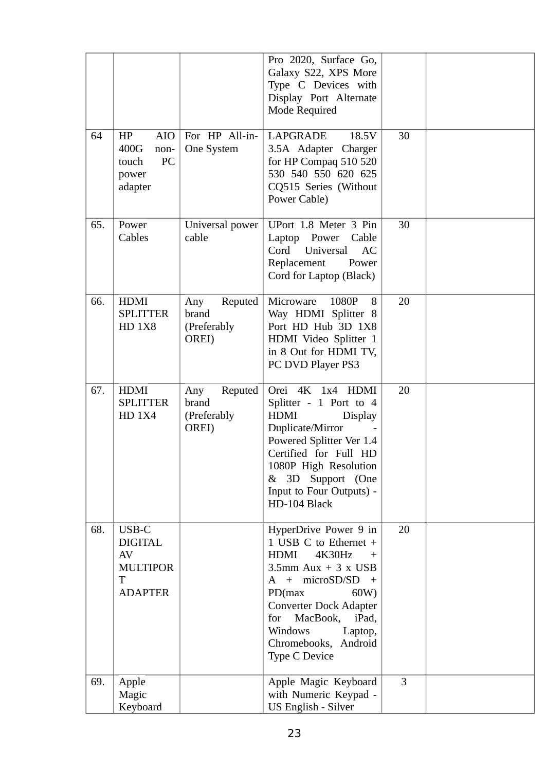| | | | | | |
|---|---|---|---|---|---|
| | | | Pro 2020, Surface Go, Galaxy S22, XPS More Type C Devices with Display Port Alternate Mode Required | | |
| 64 | HP AIO 400G non-touch PC power adapter | For HP All-in-One System | LAPGRADE 18.5V 3.5A Adapter Charger for HP Compaq 510 520 530 540 550 620 625 CQ515 Series (Without Power Cable) | 30 | |
| 65. | Power Cables | Universal power cable | UPort 1.8 Meter 3 Pin Laptop Power Cable Cord Universal AC Replacement Power Cord for Laptop (Black) | 30 | |
| 66. | HDMI SPLITTER HD 1X8 | Any Reputed brand (Preferably OREI) | Microware 1080P 8 Way HDMI Splitter 8 Port HD Hub 3D 1X8 HDMI Video Splitter 1 in 8 Out for HDMI TV, PC DVD Player PS3 | 20 | |
| 67. | HDMI SPLITTER HD 1X4 | Any Reputed brand (Preferably OREI) | Orei 4K 1x4 HDMI Splitter - 1 Port to 4 HDMI Display Duplicate/Mirror - Powered Splitter Ver 1.4 Certified for Full HD 1080P High Resolution & 3D Support (One Input to Four Outputs) - HD-104 Black | 20 | |
| 68. | USB-C DIGITAL AV MULTIPORT ADAPTER | | HyperDrive Power 9 in 1 USB C to Ethernet + HDMI 4K30Hz + 3.5mm Aux + 3 x USB A + microSD/SD + PD(max 60W) Converter Dock Adapter for MacBook, iPad, Windows Laptop, Chromebooks, Android Type C Device | 20 | |
| 69. | Apple Magic Keyboard | | Apple Magic Keyboard with Numeric Keypad - US English - Silver | 3 | |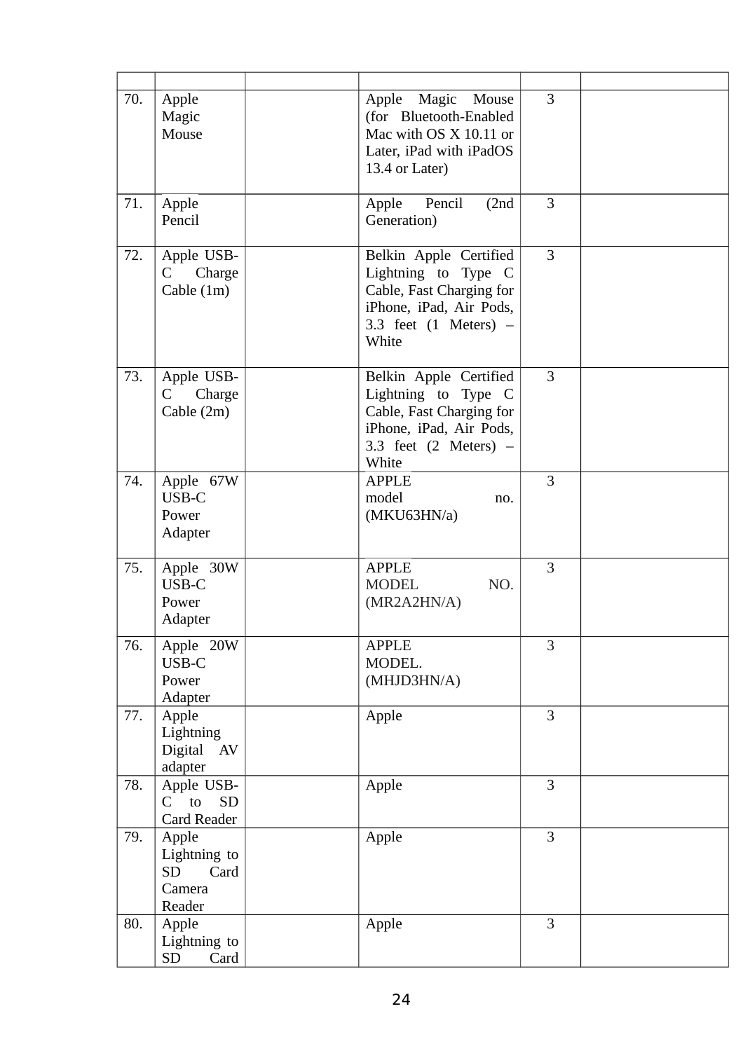| | | | | | |
|---|---|---|---|---|---|
| 70. | Apple Magic Mouse | | Apple Magic Mouse (for Bluetooth-Enabled Mac with OS X 10.11 or Later, iPad with iPadOS 13.4 or Later) | 3 | |
| 71. | Apple Pencil | | Apple Pencil (2nd Generation) | 3 | |
| 72. | Apple USB-C Charge Cable (1m) | | Belkin Apple Certified Lightning to Type C Cable, Fast Charging for iPhone, iPad, Air Pods, 3.3 feet (1 Meters) – White | 3 | |
| 73. | Apple USB-C Charge Cable (2m) | | Belkin Apple Certified Lightning to Type C Cable, Fast Charging for iPhone, iPad, Air Pods, 3.3 feet (2 Meters) – White | 3 | |
| 74. | Apple 67W USB-C Power Adapter | | APPLE model no. (MKU63HN/a) | 3 | |
| 75. | Apple 30W USB-C Power Adapter | | APPLE MODEL NO. (MR2A2HN/A) | 3 | |
| 76. | Apple 20W USB-C Power Adapter | | APPLE MODEL. (MHJD3HN/A) | 3 | |
| 77. | Apple Lightning Digital AV adapter | | Apple | 3 | |
| 78. | Apple USB-C to SD Card Reader | | Apple | 3 | |
| 79. | Apple Lightning to SD Card Camera Reader | | Apple | 3 | |
| 80. | Apple Lightning to SD Card | | Apple | 3 | |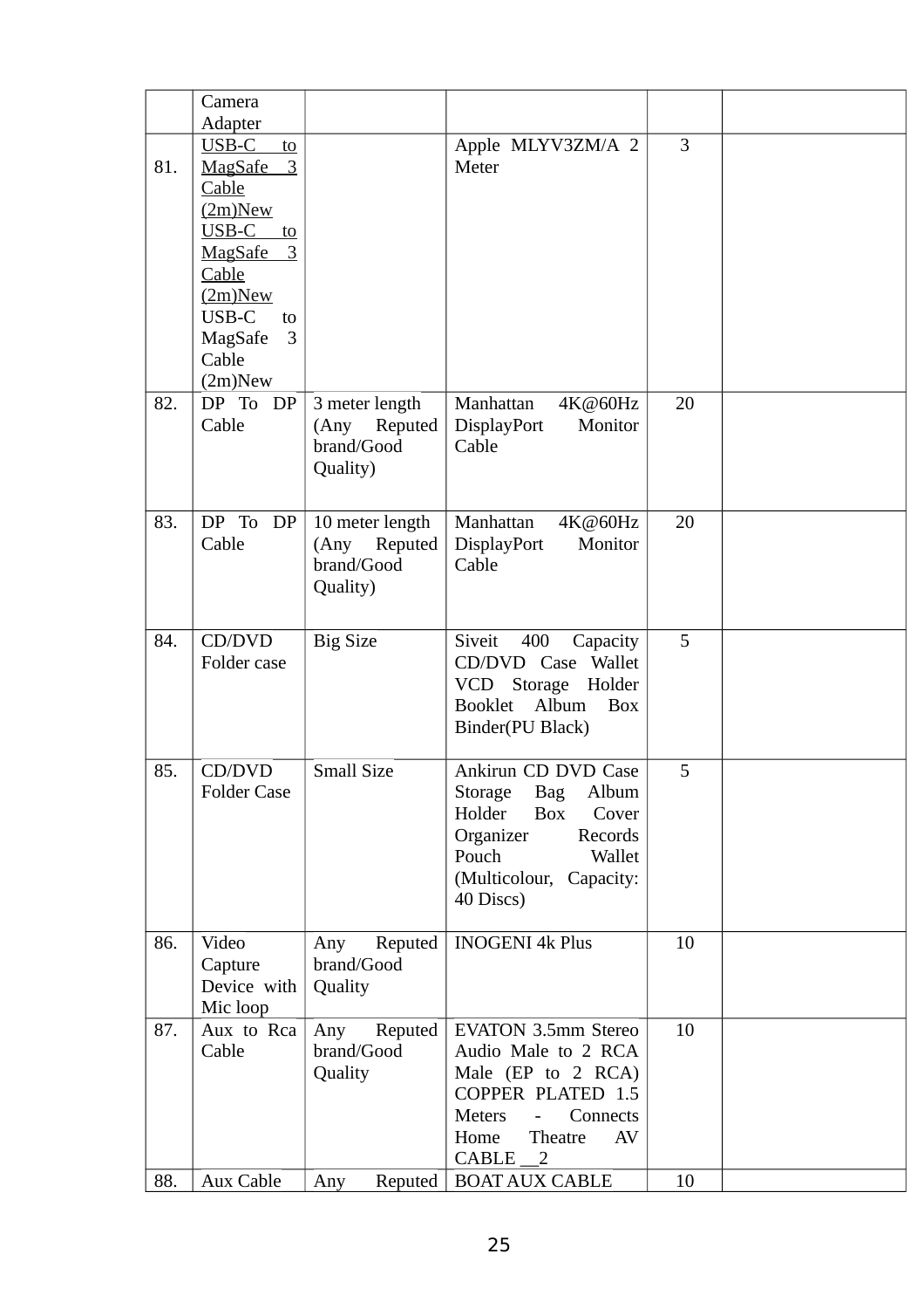| | | | | | |
|---|---|---|---|---|---|
| | Camera Adapter | | | | |
| 81. | USB-C to MagSafe 3 Cable (2m)New USB-C to MagSafe 3 Cable (2m)New USB-C to MagSafe 3 Cable (2m)New | | Apple MLYV3ZM/A 2 Meter | 3 | |
| 82. | DP To DP Cable | 3 meter length (Any Reputed brand/Good Quality) | Manhattan 4K@60Hz DisplayPort Monitor Cable | 20 | |
| 83. | DP To DP Cable | 10 meter length (Any Reputed brand/Good Quality) | Manhattan 4K@60Hz DisplayPort Monitor Cable | 20 | |
| 84. | CD/DVD Folder case | Big Size | Siveit 400 Capacity CD/DVD Case Wallet VCD Storage Holder Booklet Album Box Binder(PU Black) | 5 | |
| 85. | CD/DVD Folder Case | Small Size | Ankirun CD DVD Case Storage Bag Album Holder Box Cover Organizer Records Pouch Wallet (Multicolour, Capacity: 40 Discs) | 5 | |
| 86. | Video Capture Device with Mic loop | Any Reputed brand/Good Quality | INOGENI 4k Plus | 10 | |
| 87. | Aux to Rca Cable | Any Reputed brand/Good Quality | EVATON 3.5mm Stereo Audio Male to 2 RCA Male (EP to 2 RCA) COPPER PLATED 1.5 Meters - Connects Home Theatre AV CABLE __2 | 10 | |
| 88. | Aux Cable | Any Reputed | BOAT AUX CABLE | 10 | |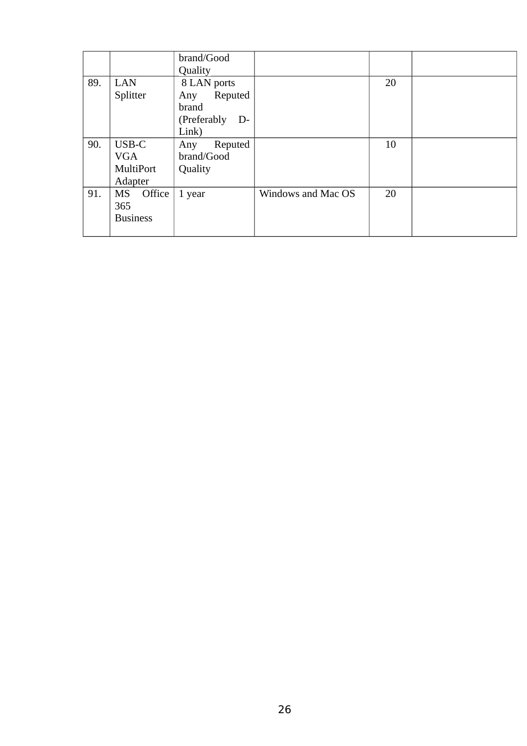| | | | | | |
|---|---|---|---|---|---|
| | | brand/Good Quality | | | |
| 89. | LAN Splitter | 8 LAN ports Any Reputed brand (Preferably D-Link) | | 20 | |
| 90. | USB-C VGA MultiPort Adapter | Any Reputed brand/Good Quality | | 10 | |
| 91. | MS Office 365 Business | 1 year | Windows and Mac OS | 20 | |